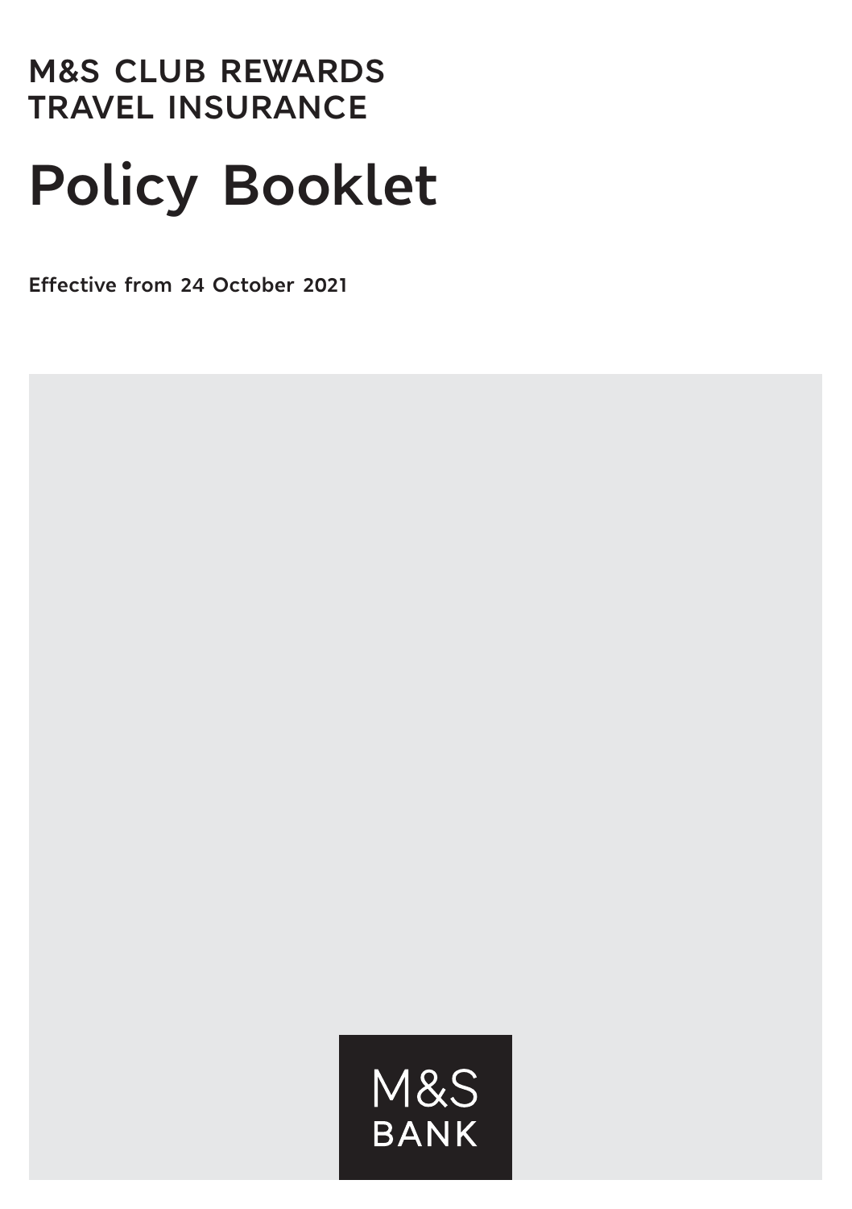M&S CLUB REWARDS
TRAVEL INSURANCE

# Policy Booklet

**Effective from 24 October 2021**

M&S
BANK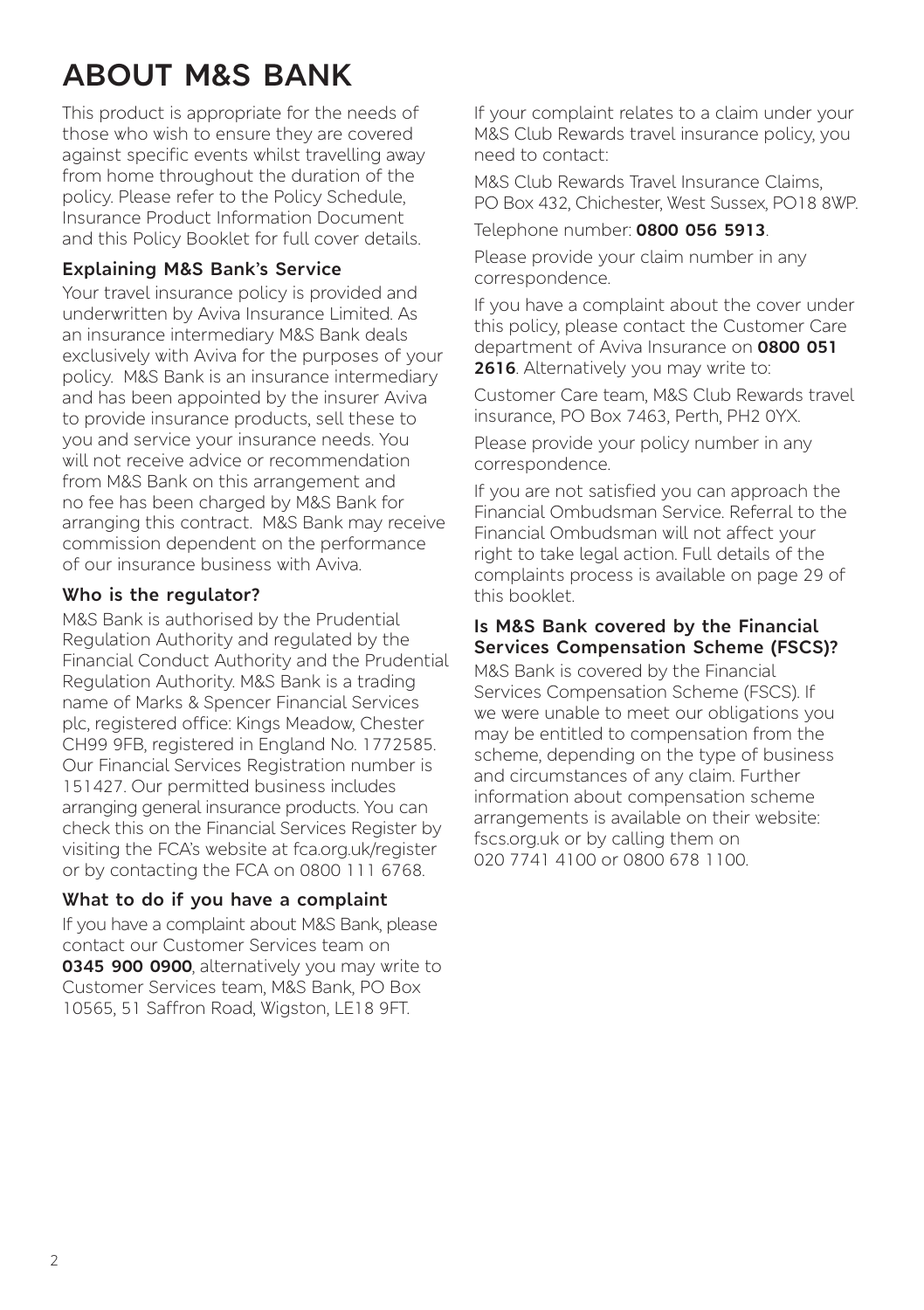# ABOUT M&S BANK

This product is appropriate for the needs of those who wish to ensure they are covered against specific events whilst travelling away from home throughout the duration of the policy. Please refer to the Policy Schedule, Insurance Product Information Document and this Policy Booklet for full cover details.

### Explaining M&S Bank's Service

Your travel insurance policy is provided and underwritten by Aviva Insurance Limited. As an insurance intermediary M&S Bank deals exclusively with Aviva for the purposes of your policy. M&S Bank is an insurance intermediary and has been appointed by the insurer Aviva to provide insurance products, sell these to you and service your insurance needs. You will not receive advice or recommendation from M&S Bank on this arrangement and no fee has been charged by M&S Bank for arranging this contract. M&S Bank may receive commission dependent on the performance of our insurance business with Aviva.

### Who is the regulator?

M&S Bank is authorised by the Prudential Regulation Authority and regulated by the Financial Conduct Authority and the Prudential Regulation Authority. M&S Bank is a trading name of Marks & Spencer Financial Services plc, registered office: Kings Meadow, Chester CH99 9FB, registered in England No. 1772585. Our Financial Services Registration number is 151427. Our permitted business includes arranging general insurance products. You can check this on the Financial Services Register by visiting the FCA's website at fca.org.uk/register or by contacting the FCA on 0800 111 6768.

### What to do if you have a complaint

If you have a complaint about M&S Bank, please contact our Customer Services team on **0345 900 0900**, alternatively you may write to Customer Services team, M&S Bank, PO Box 10565, 51 Saffron Road, Wigston, LE18 9FT.

If your complaint relates to a claim under your M&S Club Rewards travel insurance policy, you need to contact:

M&S Club Rewards Travel Insurance Claims, PO Box 432, Chichester, West Sussex, PO18 8WP.

Telephone number: **0800 056 5913**.

Please provide your claim number in any correspondence.

If you have a complaint about the cover under this policy, please contact the Customer Care department of Aviva Insurance on **0800 051 2616**. Alternatively you may write to:

Customer Care team, M&S Club Rewards travel insurance, PO Box 7463, Perth, PH2 0YX.

Please provide your policy number in any correspondence.

If you are not satisfied you can approach the Financial Ombudsman Service. Referral to the Financial Ombudsman will not affect your right to take legal action. Full details of the complaints process is available on page 29 of this booklet.

### Is M&S Bank covered by the Financial Services Compensation Scheme (FSCS)?

M&S Bank is covered by the Financial Services Compensation Scheme (FSCS). If we were unable to meet our obligations you may be entitled to compensation from the scheme, depending on the type of business and circumstances of any claim. Further information about compensation scheme arrangements is available on their website: fscs.org.uk or by calling them on 020 7741 4100 or 0800 678 1100.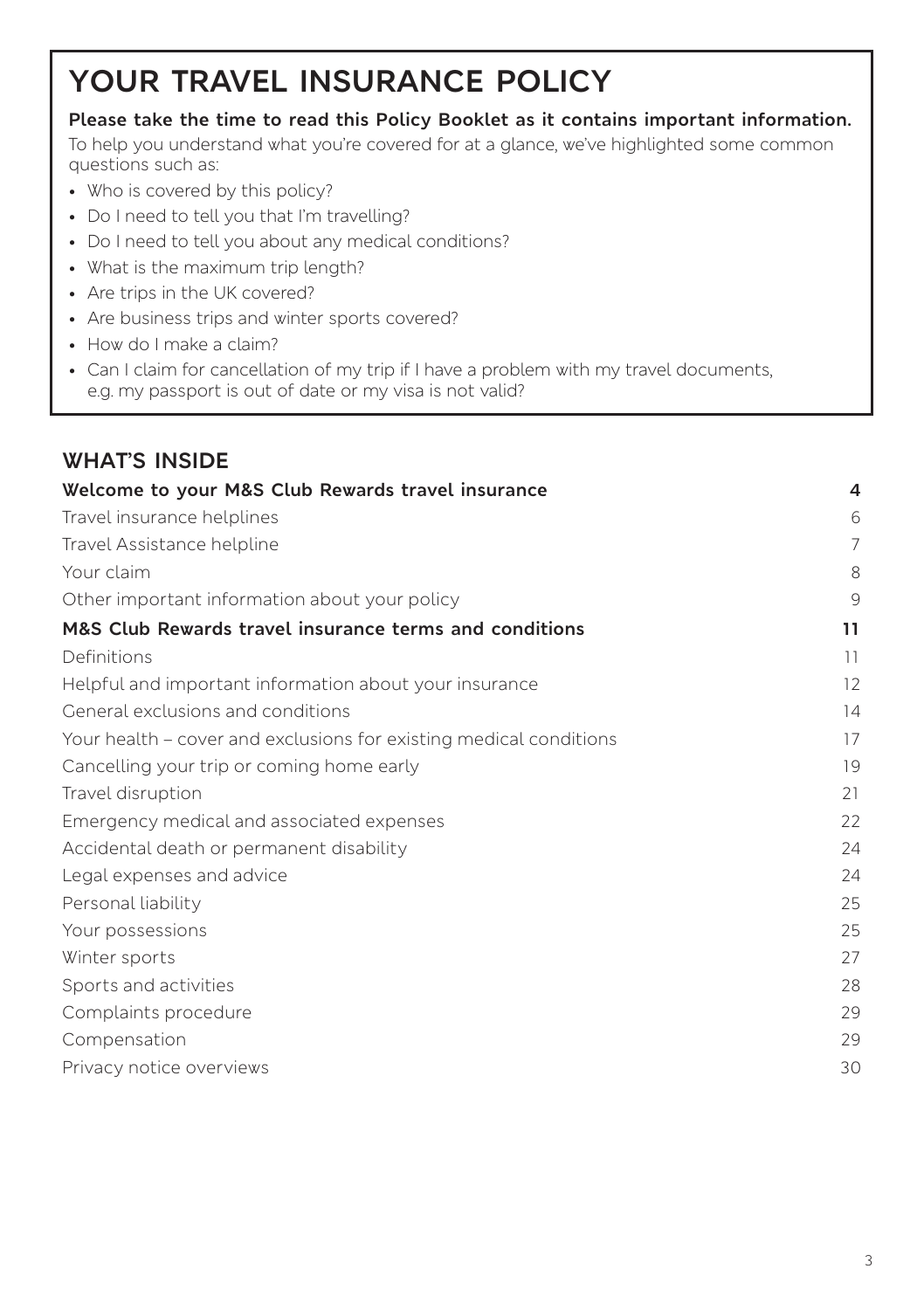# YOUR TRAVEL INSURANCE POLICY

**Please take the time to read this Policy Booklet as it contains important information.**

To help you understand what you're covered for at a glance, we've highlighted some common questions such as:

- Who is covered by this policy?
- Do I need to tell you that I'm travelling?
- Do I need to tell you about any medical conditions?
- What is the maximum trip length?
- Are trips in the UK covered?
- Are business trips and winter sports covered?
- How do I make a claim?
- Can I claim for cancellation of my trip if I have a problem with my travel documents, e.g. my passport is out of date or my visa is not valid?

## WHAT'S INSIDE

| | |
|---|---|
| **Welcome to your M&S Club Rewards travel insurance** | **4** |
| Travel insurance helplines | 6 |
| Travel Assistance helpline | 7 |
| Your claim | 8 |
| Other important information about your policy | 9 |
| **M&S Club Rewards travel insurance terms and conditions** | **11** |
| Definitions | 11 |
| Helpful and important information about your insurance | 12 |
| General exclusions and conditions | 14 |
| Your health – cover and exclusions for existing medical conditions | 17 |
| Cancelling your trip or coming home early | 19 |
| Travel disruption | 21 |
| Emergency medical and associated expenses | 22 |
| Accidental death or permanent disability | 24 |
| Legal expenses and advice | 24 |
| Personal liability | 25 |
| Your possessions | 25 |
| Winter sports | 27 |
| Sports and activities | 28 |
| Complaints procedure | 29 |
| Compensation | 29 |
| Privacy notice overviews | 30 |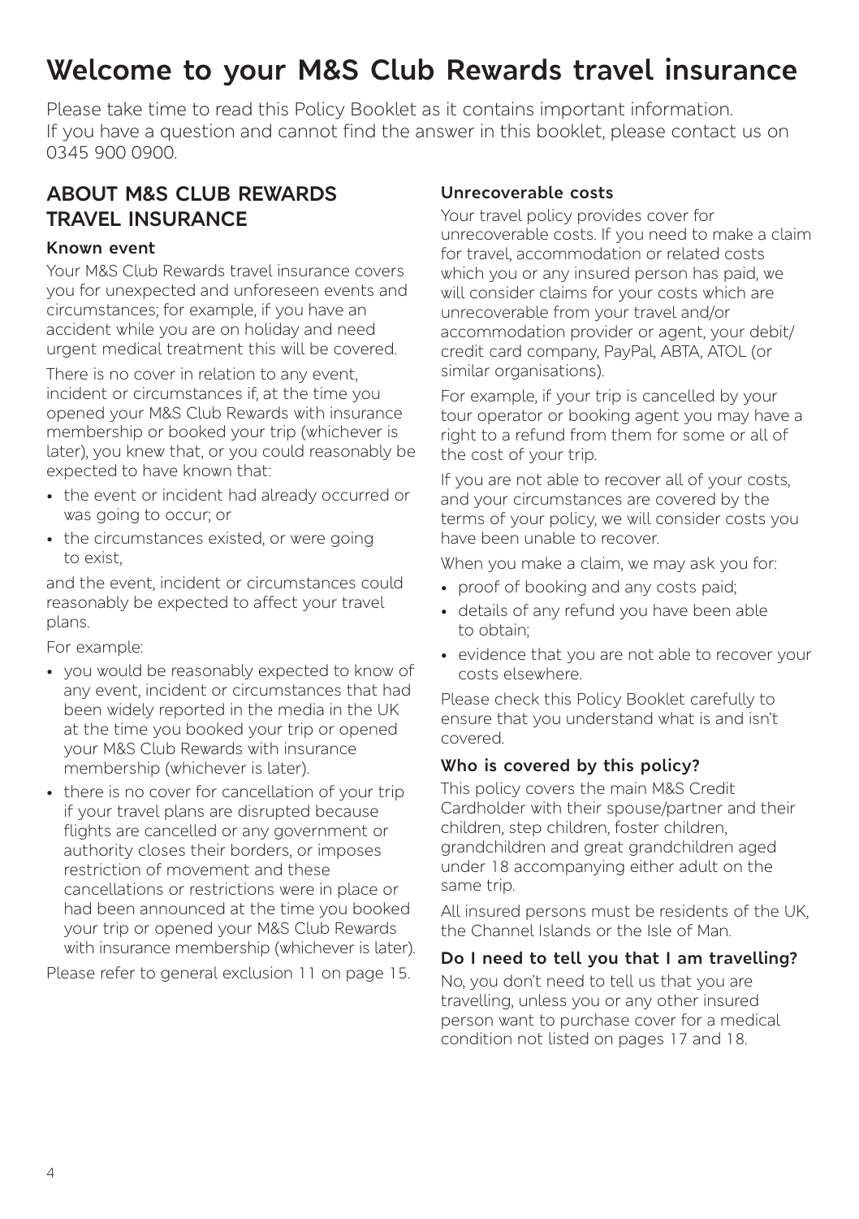# Welcome to your M&S Club Rewards travel insurance

Please take time to read this Policy Booklet as it contains important information. If you have a question and cannot find the answer in this booklet, please contact us on 0345 900 0900.

## ABOUT M&S CLUB REWARDS TRAVEL INSURANCE

### Known event

Your M&S Club Rewards travel insurance covers you for unexpected and unforeseen events and circumstances; for example, if you have an accident while you are on holiday and need urgent medical treatment this will be covered.

There is no cover in relation to any event, incident or circumstances if, at the time you opened your M&S Club Rewards with insurance membership or booked your trip (whichever is later), you knew that, or you could reasonably be expected to have known that:

- the event or incident had already occurred or was going to occur; or
- the circumstances existed, or were going to exist,

and the event, incident or circumstances could reasonably be expected to affect your travel plans.

For example:

- you would be reasonably expected to know of any event, incident or circumstances that had been widely reported in the media in the UK at the time you booked your trip or opened your M&S Club Rewards with insurance membership (whichever is later).
- there is no cover for cancellation of your trip if your travel plans are disrupted because flights are cancelled or any government or authority closes their borders, or imposes restriction of movement and these cancellations or restrictions were in place or had been announced at the time you booked your trip or opened your M&S Club Rewards with insurance membership (whichever is later).

Please refer to general exclusion 11 on page 15.

### Unrecoverable costs

Your travel policy provides cover for unrecoverable costs. If you need to make a claim for travel, accommodation or related costs which you or any insured person has paid, we will consider claims for your costs which are unrecoverable from your travel and/or accommodation provider or agent, your debit/credit card company, PayPal, ABTA, ATOL (or similar organisations).

For example, if your trip is cancelled by your tour operator or booking agent you may have a right to a refund from them for some or all of the cost of your trip.

If you are not able to recover all of your costs, and your circumstances are covered by the terms of your policy, we will consider costs you have been unable to recover.

When you make a claim, we may ask you for:

- proof of booking and any costs paid;
- details of any refund you have been able to obtain;
- evidence that you are not able to recover your costs elsewhere.

Please check this Policy Booklet carefully to ensure that you understand what is and isn't covered.

### Who is covered by this policy?

This policy covers the main M&S Credit Cardholder with their spouse/partner and their children, step children, foster children, grandchildren and great grandchildren aged under 18 accompanying either adult on the same trip.

All insured persons must be residents of the UK, the Channel Islands or the Isle of Man.

### Do I need to tell you that I am travelling?

No, you don't need to tell us that you are travelling, unless you or any other insured person want to purchase cover for a medical condition not listed on pages 17 and 18.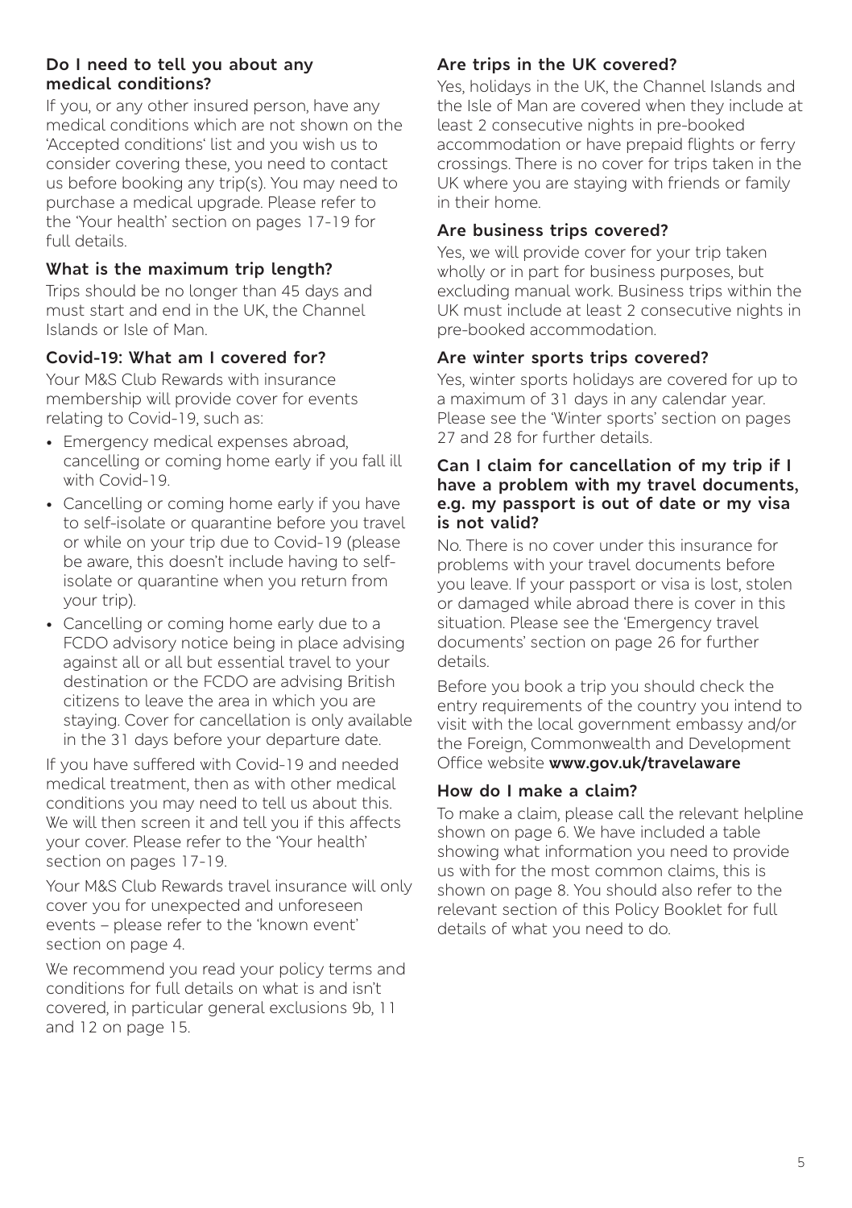### Do I need to tell you about any medical conditions?

If you, or any other insured person, have any medical conditions which are not shown on the 'Accepted conditions' list and you wish us to consider covering these, you need to contact us before booking any trip(s). You may need to purchase a medical upgrade. Please refer to the 'Your health' section on pages 17-19 for full details.

### What is the maximum trip length?

Trips should be no longer than 45 days and must start and end in the UK, the Channel Islands or Isle of Man.

### Covid-19: What am I covered for?

Your M&S Club Rewards with insurance membership will provide cover for events relating to Covid-19, such as:

- Emergency medical expenses abroad, cancelling or coming home early if you fall ill with Covid-19.
- Cancelling or coming home early if you have to self-isolate or quarantine before you travel or while on your trip due to Covid-19 (please be aware, this doesn't include having to self-isolate or quarantine when you return from your trip).
- Cancelling or coming home early due to a FCDO advisory notice being in place advising against all or all but essential travel to your destination or the FCDO are advising British citizens to leave the area in which you are staying. Cover for cancellation is only available in the 31 days before your departure date.

If you have suffered with Covid-19 and needed medical treatment, then as with other medical conditions you may need to tell us about this. We will then screen it and tell you if this affects your cover. Please refer to the 'Your health' section on pages 17-19.

Your M&S Club Rewards travel insurance will only cover you for unexpected and unforeseen events – please refer to the 'known event' section on page 4.

We recommend you read your policy terms and conditions for full details on what is and isn't covered, in particular general exclusions 9b, 11 and 12 on page 15.

### Are trips in the UK covered?

Yes, holidays in the UK, the Channel Islands and the Isle of Man are covered when they include at least 2 consecutive nights in pre-booked accommodation or have prepaid flights or ferry crossings. There is no cover for trips taken in the UK where you are staying with friends or family in their home.

### Are business trips covered?

Yes, we will provide cover for your trip taken wholly or in part for business purposes, but excluding manual work. Business trips within the UK must include at least 2 consecutive nights in pre-booked accommodation.

### Are winter sports trips covered?

Yes, winter sports holidays are covered for up to a maximum of 31 days in any calendar year. Please see the 'Winter sports' section on pages 27 and 28 for further details.

### Can I claim for cancellation of my trip if I have a problem with my travel documents, e.g. my passport is out of date or my visa is not valid?

No. There is no cover under this insurance for problems with your travel documents before you leave. If your passport or visa is lost, stolen or damaged while abroad there is cover in this situation. Please see the 'Emergency travel documents' section on page 26 for further details.

Before you book a trip you should check the entry requirements of the country you intend to visit with the local government embassy and/or the Foreign, Commonwealth and Development Office website **www.gov.uk/travelaware**

### How do I make a claim?

To make a claim, please call the relevant helpline shown on page 6. We have included a table showing what information you need to provide us with for the most common claims, this is shown on page 8. You should also refer to the relevant section of this Policy Booklet for full details of what you need to do.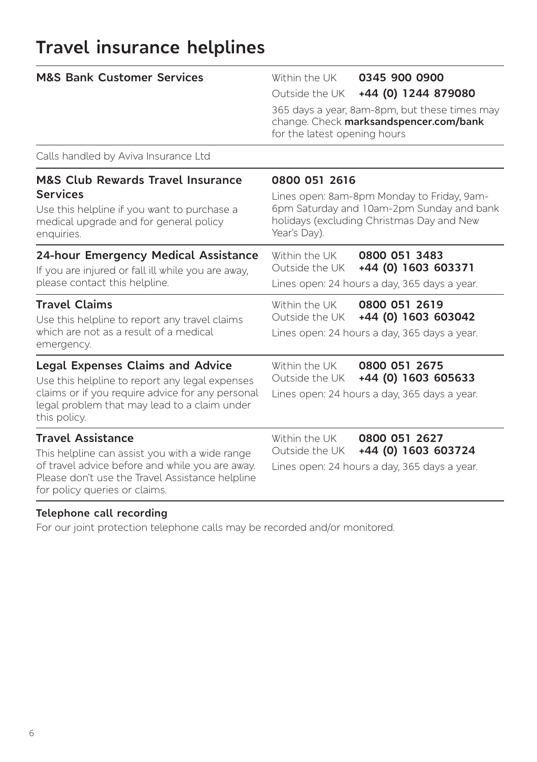# Travel insurance helplines

| | |
|---|---|
| **M&S Bank Customer Services** | Within the UK **0345 900 0900**<br>Outside the UK **+44 (0) 1244 879080**<br>365 days a year, 8am-8pm, but these times may change. Check **marksandspencer.com/bank** for the latest opening hours |

Calls handled by Aviva Insurance Ltd

| | |
|---|---|
| **M&S Club Rewards Travel Insurance Services**<br>Use this helpline if you want to purchase a medical upgrade and for general policy enquiries. | **0800 051 2616**<br>Lines open: 8am-8pm Monday to Friday, 9am-6pm Saturday and 10am-2pm Sunday and bank holidays (excluding Christmas Day and New Year's Day). |
| **24-hour Emergency Medical Assistance**<br>If you are injured or fall ill while you are away, please contact this helpline. | Within the UK **0800 051 3483**<br>Outside the UK **+44 (0) 1603 603371**<br>Lines open: 24 hours a day, 365 days a year. |
| **Travel Claims**<br>Use this helpline to report any travel claims which are not as a result of a medical emergency. | Within the UK **0800 051 2619**<br>Outside the UK **+44 (0) 1603 603042**<br>Lines open: 24 hours a day, 365 days a year. |
| **Legal Expenses Claims and Advice**<br>Use this helpline to report any legal expenses claims or if you require advice for any personal legal problem that may lead to a claim under this policy. | Within the UK **0800 051 2675**<br>Outside the UK **+44 (0) 1603 605633**<br>Lines open: 24 hours a day, 365 days a year. |
| **Travel Assistance**<br>This helpline can assist you with a wide range of travel advice before and while you are away. Please don't use the Travel Assistance helpline for policy queries or claims. | Within the UK **0800 051 2627**<br>Outside the UK **+44 (0) 1603 603724**<br>Lines open: 24 hours a day, 365 days a year. |

**Telephone call recording**

For our joint protection telephone calls may be recorded and/or monitored.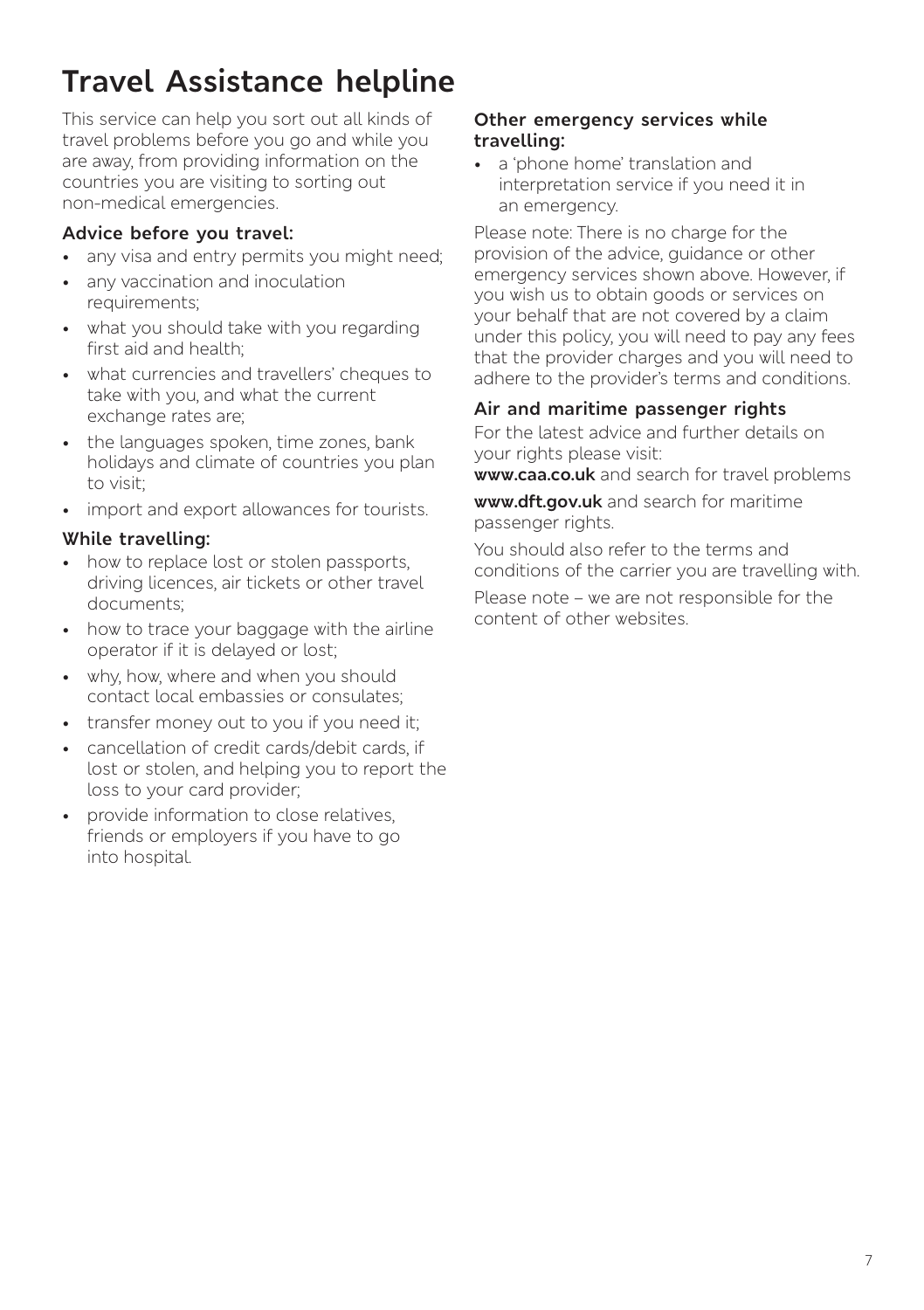# Travel Assistance helpline

This service can help you sort out all kinds of travel problems before you go and while you are away, from providing information on the countries you are visiting to sorting out non-medical emergencies.

### Advice before you travel:

- any visa and entry permits you might need;
- any vaccination and inoculation requirements;
- what you should take with you regarding first aid and health;
- what currencies and travellers' cheques to take with you, and what the current exchange rates are;
- the languages spoken, time zones, bank holidays and climate of countries you plan to visit;
- import and export allowances for tourists.

### While travelling:

- how to replace lost or stolen passports, driving licences, air tickets or other travel documents;
- how to trace your baggage with the airline operator if it is delayed or lost;
- why, how, where and when you should contact local embassies or consulates;
- transfer money out to you if you need it;
- cancellation of credit cards/debit cards, if lost or stolen, and helping you to report the loss to your card provider;
- provide information to close relatives, friends or employers if you have to go into hospital.

### Other emergency services while travelling:

- a 'phone home' translation and interpretation service if you need it in an emergency.

Please note: There is no charge for the provision of the advice, guidance or other emergency services shown above. However, if you wish us to obtain goods or services on your behalf that are not covered by a claim under this policy, you will need to pay any fees that the provider charges and you will need to adhere to the provider's terms and conditions.

### Air and maritime passenger rights

For the latest advice and further details on your rights please visit:
**www.caa.co.uk** and search for travel problems

**www.dft.gov.uk** and search for maritime passenger rights.

You should also refer to the terms and conditions of the carrier you are travelling with.

Please note – we are not responsible for the content of other websites.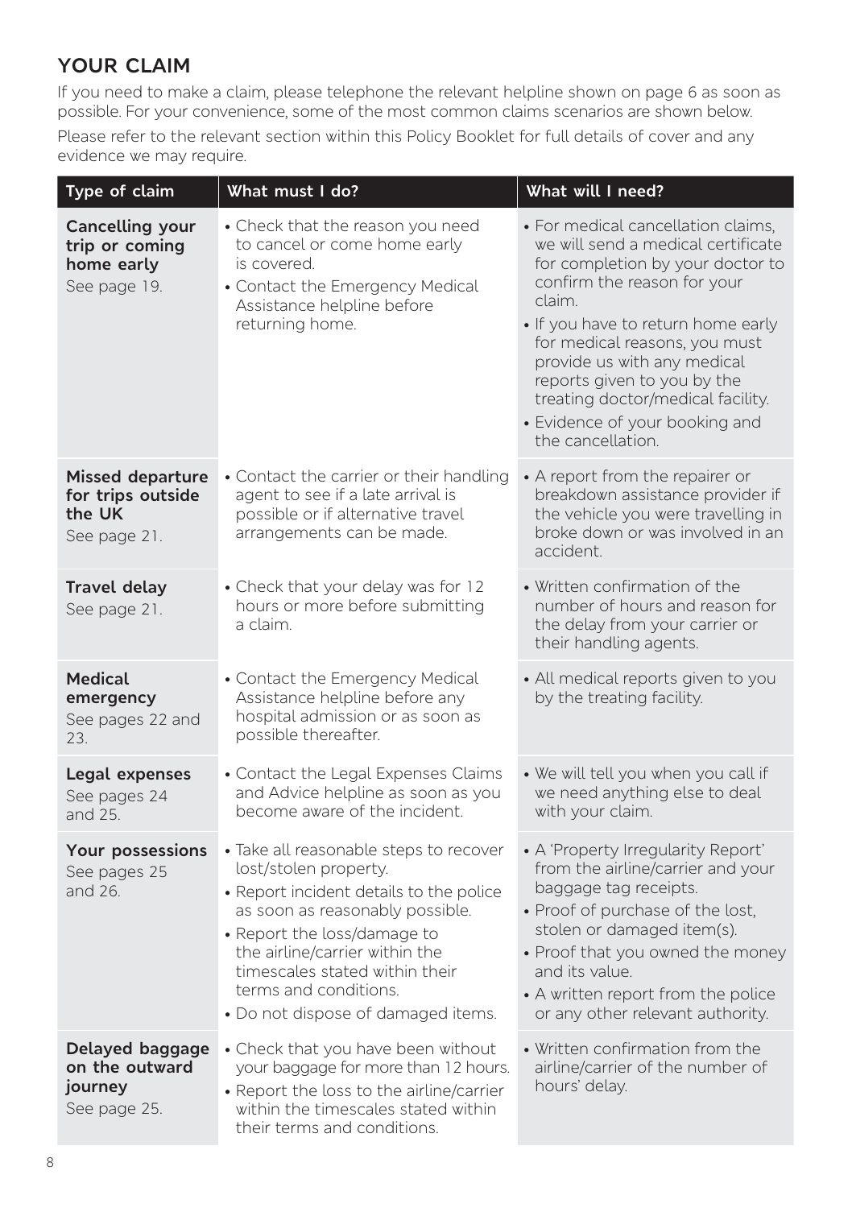## YOUR CLAIM

If you need to make a claim, please telephone the relevant helpline shown on page 6 as soon as possible. For your convenience, some of the most common claims scenarios are shown below.

Please refer to the relevant section within this Policy Booklet for full details of cover and any evidence we may require.

| Type of claim | What must I do? | What will I need? |
|---|---|---|
| **Cancelling your trip or coming home early**<br>See page 19. | • Check that the reason you need to cancel or come home early is covered.<br>• Contact the Emergency Medical Assistance helpline before returning home. | • For medical cancellation claims, we will send a medical certificate for completion by your doctor to confirm the reason for your claim.<br>• If you have to return home early for medical reasons, you must provide us with any medical reports given to you by the treating doctor/medical facility.<br>• Evidence of your booking and the cancellation. |
| **Missed departure for trips outside the UK**<br>See page 21. | • Contact the carrier or their handling agent to see if a late arrival is possible or if alternative travel arrangements can be made. | • A report from the repairer or breakdown assistance provider if the vehicle you were travelling in broke down or was involved in an accident. |
| **Travel delay**<br>See page 21. | • Check that your delay was for 12 hours or more before submitting a claim. | • Written confirmation of the number of hours and reason for the delay from your carrier or their handling agents. |
| **Medical emergency**<br>See pages 22 and 23. | • Contact the Emergency Medical Assistance helpline before any hospital admission or as soon as possible thereafter. | • All medical reports given to you by the treating facility. |
| **Legal expenses**<br>See pages 24 and 25. | • Contact the Legal Expenses Claims and Advice helpline as soon as you become aware of the incident. | • We will tell you when you call if we need anything else to deal with your claim. |
| **Your possessions**<br>See pages 25 and 26. | • Take all reasonable steps to recover lost/stolen property.<br>• Report incident details to the police as soon as reasonably possible.<br>• Report the loss/damage to the airline/carrier within the timescales stated within their terms and conditions.<br>• Do not dispose of damaged items. | • A 'Property Irregularity Report' from the airline/carrier and your baggage tag receipts.<br>• Proof of purchase of the lost, stolen or damaged item(s).<br>• Proof that you owned the money and its value.<br>• A written report from the police or any other relevant authority. |
| **Delayed baggage on the outward journey**<br>See page 25. | • Check that you have been without your baggage for more than 12 hours.<br>• Report the loss to the airline/carrier within the timescales stated within their terms and conditions. | • Written confirmation from the airline/carrier of the number of hours' delay. |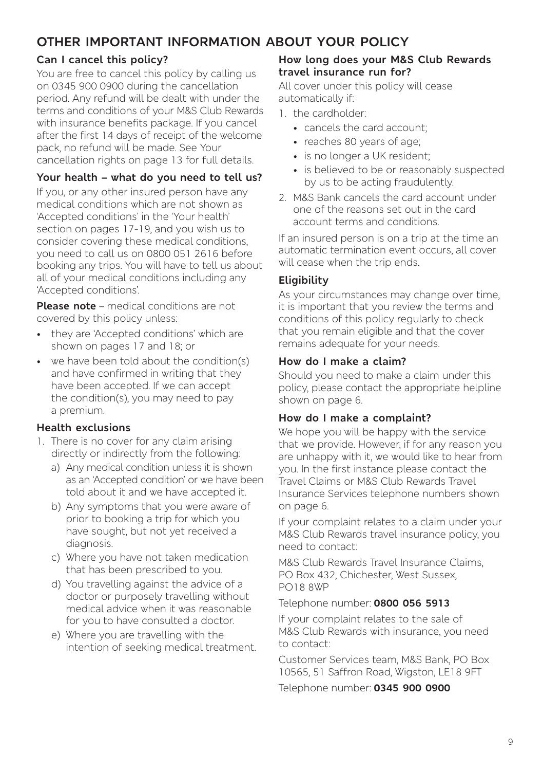# OTHER IMPORTANT INFORMATION ABOUT YOUR POLICY

### Can I cancel this policy?

You are free to cancel this policy by calling us on 0345 900 0900 during the cancellation period. Any refund will be dealt with under the terms and conditions of your M&S Club Rewards with insurance benefits package. If you cancel after the first 14 days of receipt of the welcome pack, no refund will be made. See Your cancellation rights on page 13 for full details.

### Your health – what do you need to tell us?

If you, or any other insured person have any medical conditions which are not shown as 'Accepted conditions' in the 'Your health' section on pages 17-19, and you wish us to consider covering these medical conditions, you need to call us on 0800 051 2616 before booking any trips. You will have to tell us about all of your medical conditions including any 'Accepted conditions'.

**Please note** – medical conditions are not covered by this policy unless:

- they are 'Accepted conditions' which are shown on pages 17 and 18; or
- we have been told about the condition(s) and have confirmed in writing that they have been accepted. If we can accept the condition(s), you may need to pay a premium.

### Health exclusions

1. There is no cover for any claim arising directly or indirectly from the following:
   a) Any medical condition unless it is shown as an 'Accepted condition' or we have been told about it and we have accepted it.
   b) Any symptoms that you were aware of prior to booking a trip for which you have sought, but not yet received a diagnosis.
   c) Where you have not taken medication that has been prescribed to you.
   d) You travelling against the advice of a doctor or purposely travelling without medical advice when it was reasonable for you to have consulted a doctor.
   e) Where you are travelling with the intention of seeking medical treatment.

### How long does your M&S Club Rewards travel insurance run for?

All cover under this policy will cease automatically if:

1. the cardholder:
   - cancels the card account;
   - reaches 80 years of age;
   - is no longer a UK resident;
   - is believed to be or reasonably suspected by us to be acting fraudulently.
2. M&S Bank cancels the card account under one of the reasons set out in the card account terms and conditions.

If an insured person is on a trip at the time an automatic termination event occurs, all cover will cease when the trip ends.

### Eligibility

As your circumstances may change over time, it is important that you review the terms and conditions of this policy regularly to check that you remain eligible and that the cover remains adequate for your needs.

### How do I make a claim?

Should you need to make a claim under this policy, please contact the appropriate helpline shown on page 6.

### How do I make a complaint?

We hope you will be happy with the service that we provide. However, if for any reason you are unhappy with it, we would like to hear from you. In the first instance please contact the Travel Claims or M&S Club Rewards Travel Insurance Services telephone numbers shown on page 6.

If your complaint relates to a claim under your M&S Club Rewards travel insurance policy, you need to contact:

M&S Club Rewards Travel Insurance Claims, PO Box 432, Chichester, West Sussex, PO18 8WP

Telephone number: **0800 056 5913**

If your complaint relates to the sale of M&S Club Rewards with insurance, you need to contact:

Customer Services team, M&S Bank, PO Box 10565, 51 Saffron Road, Wigston, LE18 9FT

Telephone number: **0345 900 0900**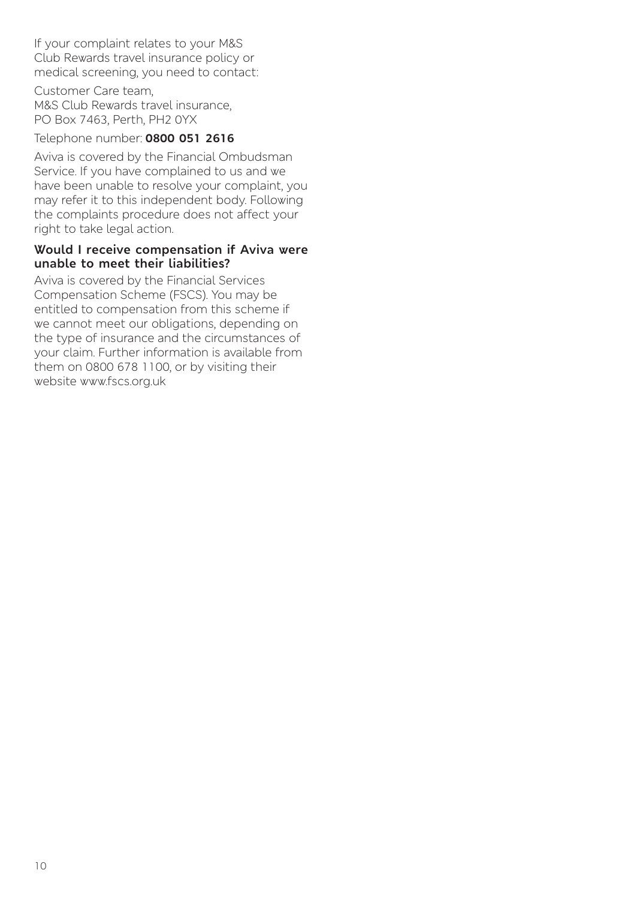If your complaint relates to your M&S Club Rewards travel insurance policy or medical screening, you need to contact:

Customer Care team,
M&S Club Rewards travel insurance,
PO Box 7463, Perth, PH2 0YX

Telephone number: **0800 051 2616**

Aviva is covered by the Financial Ombudsman Service. If you have complained to us and we have been unable to resolve your complaint, you may refer it to this independent body. Following the complaints procedure does not affect your right to take legal action.

### Would I receive compensation if Aviva were unable to meet their liabilities?

Aviva is covered by the Financial Services Compensation Scheme (FSCS). You may be entitled to compensation from this scheme if we cannot meet our obligations, depending on the type of insurance and the circumstances of your claim. Further information is available from them on 0800 678 1100, or by visiting their website www.fscs.org.uk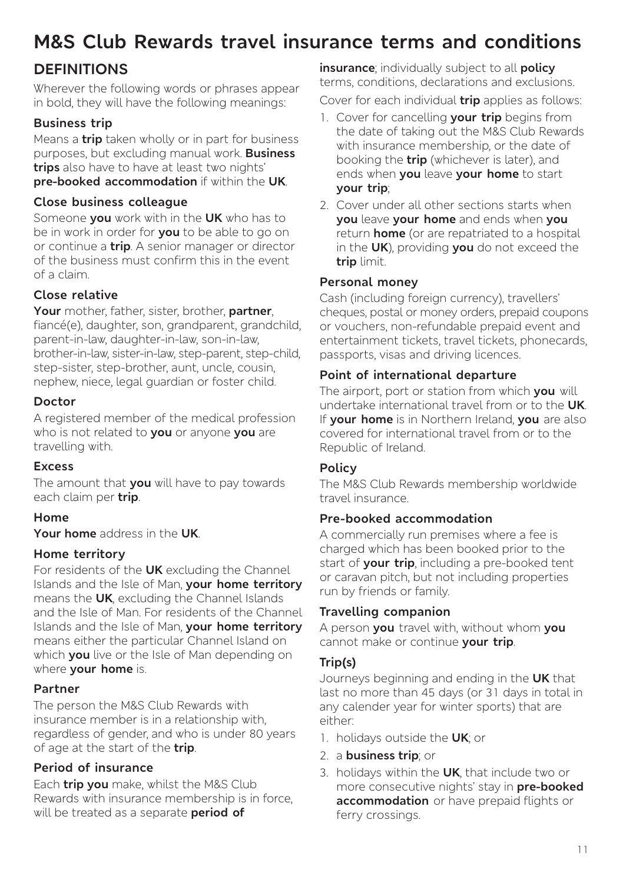# M&S Club Rewards travel insurance terms and conditions

## DEFINITIONS

Wherever the following words or phrases appear in bold, they will have the following meanings:

### Business trip

Means a **trip** taken wholly or in part for business purposes, but excluding manual work. **Business trips** also have to have at least two nights' **pre-booked accommodation** if within the **UK**.

### Close business colleague

Someone **you** work with in the **UK** who has to be in work in order for **you** to be able to go on or continue a **trip**. A senior manager or director of the business must confirm this in the event of a claim.

### Close relative

**Your** mother, father, sister, brother, **partner**, fiancé(e), daughter, son, grandparent, grandchild, parent-in-law, daughter-in-law, son-in-law, brother-in-law, sister-in-law, step-parent, step-child, step-sister, step-brother, aunt, uncle, cousin, nephew, niece, legal guardian or foster child.

### Doctor

A registered member of the medical profession who is not related to **you** or anyone **you** are travelling with.

### Excess

The amount that **you** will have to pay towards each claim per **trip**.

### Home

**Your home** address in the **UK**.

### Home territory

For residents of the **UK** excluding the Channel Islands and the Isle of Man, **your home territory** means the **UK**, excluding the Channel Islands and the Isle of Man. For residents of the Channel Islands and the Isle of Man, **your home territory** means either the particular Channel Island on which **you** live or the Isle of Man depending on where **your home** is.

### Partner

The person the M&S Club Rewards with insurance member is in a relationship with, regardless of gender, and who is under 80 years of age at the start of the **trip**.

### Period of insurance

Each **trip you** make, whilst the M&S Club Rewards with insurance membership is in force, will be treated as a separate **period of insurance**; individually subject to all **policy** terms, conditions, declarations and exclusions.

Cover for each individual **trip** applies as follows:

1. Cover for cancelling **your trip** begins from the date of taking out the M&S Club Rewards with insurance membership, or the date of booking the **trip** (whichever is later), and ends when **you** leave **your home** to start **your trip**;
2. Cover under all other sections starts when **you** leave **your home** and ends when **you** return **home** (or are repatriated to a hospital in the **UK**), providing **you** do not exceed the **trip** limit.

### Personal money

Cash (including foreign currency), travellers' cheques, postal or money orders, prepaid coupons or vouchers, non-refundable prepaid event and entertainment tickets, travel tickets, phonecards, passports, visas and driving licences.

### Point of international departure

The airport, port or station from which **you** will undertake international travel from or to the **UK**. If **your home** is in Northern Ireland, **you** are also covered for international travel from or to the Republic of Ireland.

### Policy

The M&S Club Rewards membership worldwide travel insurance.

### Pre-booked accommodation

A commercially run premises where a fee is charged which has been booked prior to the start of **your trip**, including a pre-booked tent or caravan pitch, but not including properties run by friends or family.

### Travelling companion

A person **you** travel with, without whom **you** cannot make or continue **your trip**.

### Trip(s)

Journeys beginning and ending in the **UK** that last no more than 45 days (or 31 days in total in any calender year for winter sports) that are either:

1. holidays outside the **UK**; or
2. a **business trip**; or
3. holidays within the **UK**, that include two or more consecutive nights' stay in **pre-booked accommodation** or have prepaid flights or ferry crossings.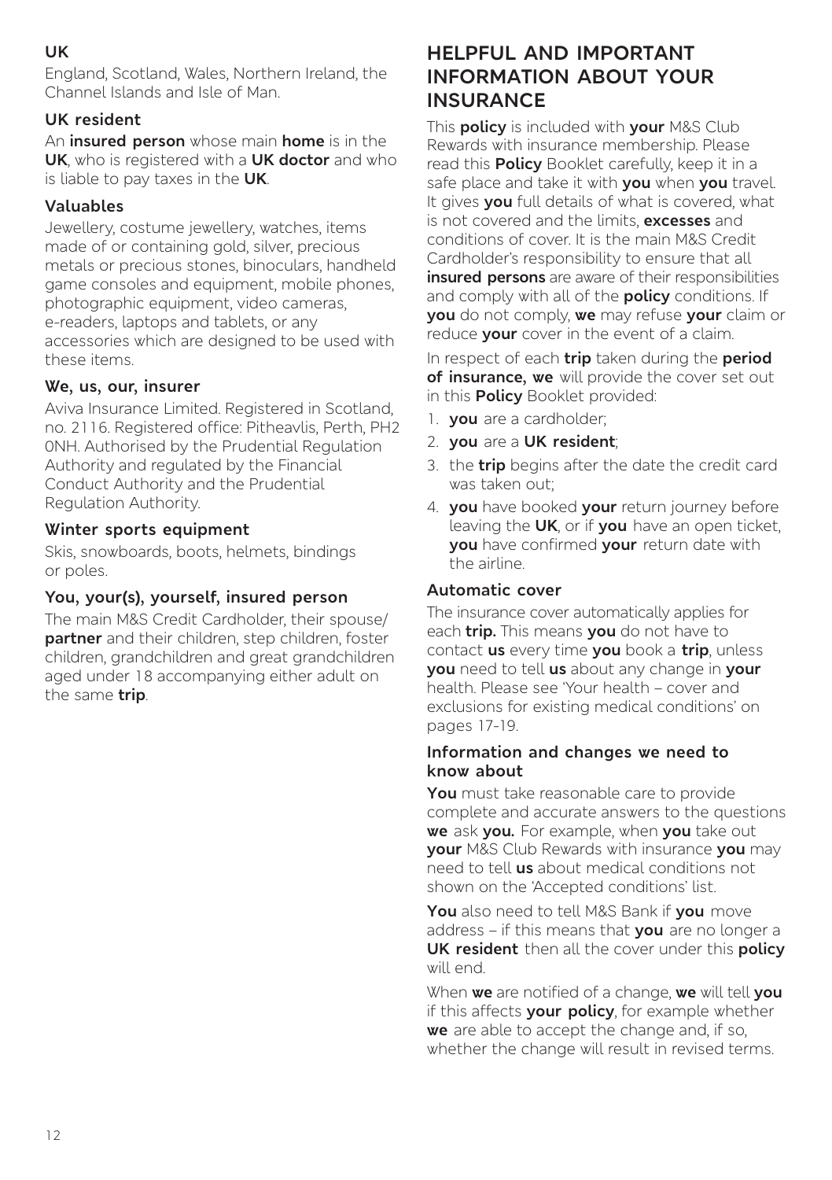### UK

England, Scotland, Wales, Northern Ireland, the Channel Islands and Isle of Man.

### UK resident

An **insured person** whose main **home** is in the **UK**, who is registered with a **UK doctor** and who is liable to pay taxes in the **UK**.

### Valuables

Jewellery, costume jewellery, watches, items made of or containing gold, silver, precious metals or precious stones, binoculars, handheld game consoles and equipment, mobile phones, photographic equipment, video cameras, e-readers, laptops and tablets, or any accessories which are designed to be used with these items.

### We, us, our, insurer

Aviva Insurance Limited. Registered in Scotland, no. 2116. Registered office: Pitheavlis, Perth, PH2 0NH. Authorised by the Prudential Regulation Authority and regulated by the Financial Conduct Authority and the Prudential Regulation Authority.

### Winter sports equipment

Skis, snowboards, boots, helmets, bindings or poles.

### You, your(s), yourself, insured person

The main M&S Credit Cardholder, their spouse/ **partner** and their children, step children, foster children, grandchildren and great grandchildren aged under 18 accompanying either adult on the same **trip**.

## HELPFUL AND IMPORTANT INFORMATION ABOUT YOUR INSURANCE

This **policy** is included with **your** M&S Club Rewards with insurance membership. Please read this **Policy** Booklet carefully, keep it in a safe place and take it with **you** when **you** travel. It gives **you** full details of what is covered, what is not covered and the limits, **excesses** and conditions of cover. It is the main M&S Credit Cardholder's responsibility to ensure that all **insured persons** are aware of their responsibilities and comply with all of the **policy** conditions. If **you** do not comply, **we** may refuse **your** claim or reduce **your** cover in the event of a claim.

In respect of each **trip** taken during the **period of insurance, we** will provide the cover set out in this **Policy** Booklet provided:

1. **you** are a cardholder;
2. **you** are a **UK resident**;
3. the **trip** begins after the date the credit card was taken out;
4. **you** have booked **your** return journey before leaving the **UK**, or if **you** have an open ticket, **you** have confirmed **your** return date with the airline.

### Automatic cover

The insurance cover automatically applies for each **trip.** This means **you** do not have to contact **us** every time **you** book a **trip**, unless **you** need to tell **us** about any change in **your** health. Please see 'Your health – cover and exclusions for existing medical conditions' on pages 17-19.

### Information and changes we need to know about

**You** must take reasonable care to provide complete and accurate answers to the questions **we** ask **you.** For example, when **you** take out **your** M&S Club Rewards with insurance **you** may need to tell **us** about medical conditions not shown on the 'Accepted conditions' list.

**You** also need to tell M&S Bank if **you** move address – if this means that **you** are no longer a **UK resident** then all the cover under this **policy** will end.

When **we** are notified of a change, **we** will tell **you** if this affects **your policy**, for example whether **we** are able to accept the change and, if so, whether the change will result in revised terms.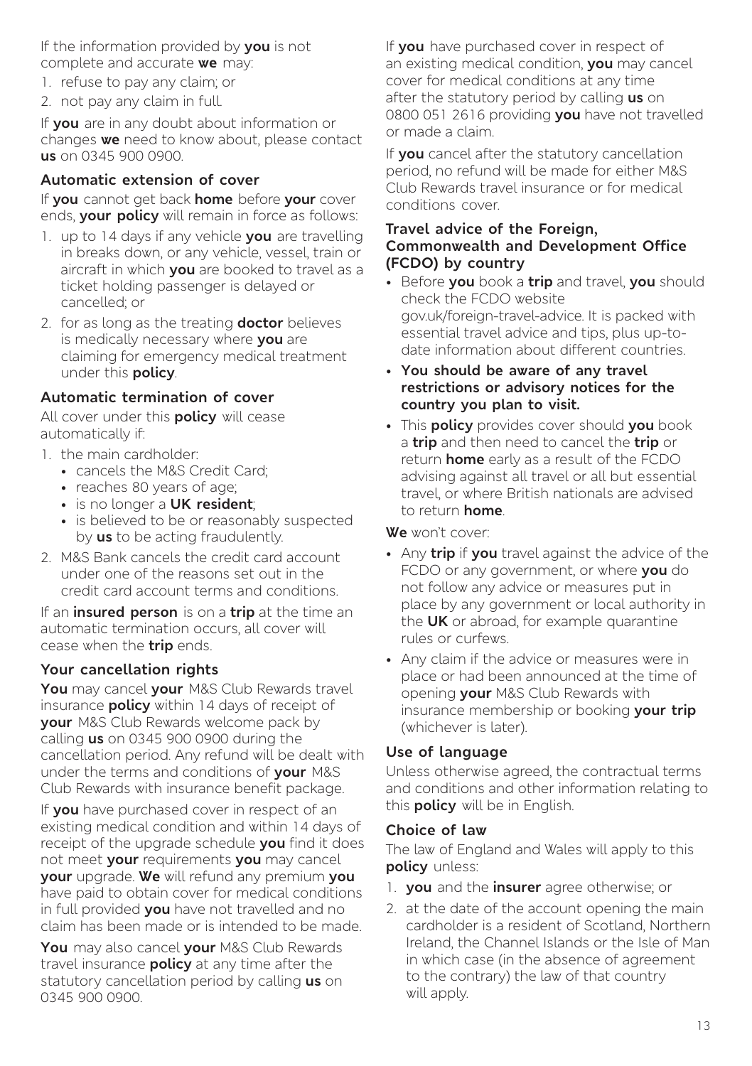If the information provided by **you** is not complete and accurate **we** may:

1. refuse to pay any claim; or
2. not pay any claim in full.

If **you** are in any doubt about information or changes **we** need to know about, please contact **us** on 0345 900 0900.

### Automatic extension of cover

If **you** cannot get back **home** before **your** cover ends, **your policy** will remain in force as follows:

1. up to 14 days if any vehicle **you** are travelling in breaks down, or any vehicle, vessel, train or aircraft in which **you** are booked to travel as a ticket holding passenger is delayed or cancelled; or
2. for as long as the treating **doctor** believes is medically necessary where **you** are claiming for emergency medical treatment under this **policy**.

### Automatic termination of cover

All cover under this **policy** will cease automatically if:

1. the main cardholder:
   - cancels the M&S Credit Card;
   - reaches 80 years of age;
   - is no longer a **UK resident**;
   - is believed to be or reasonably suspected by **us** to be acting fraudulently.
2. M&S Bank cancels the credit card account under one of the reasons set out in the credit card account terms and conditions.

If an **insured person** is on a **trip** at the time an automatic termination occurs, all cover will cease when the **trip** ends.

### Your cancellation rights

**You** may cancel **your** M&S Club Rewards travel insurance **policy** within 14 days of receipt of **your** M&S Club Rewards welcome pack by calling **us** on 0345 900 0900 during the cancellation period. Any refund will be dealt with under the terms and conditions of **your** M&S Club Rewards with insurance benefit package.

If **you** have purchased cover in respect of an existing medical condition and within 14 days of receipt of the upgrade schedule **you** find it does not meet **your** requirements **you** may cancel **your** upgrade. **We** will refund any premium **you** have paid to obtain cover for medical conditions in full provided **you** have not travelled and no claim has been made or is intended to be made.

**You** may also cancel **your** M&S Club Rewards travel insurance **policy** at any time after the statutory cancellation period by calling **us** on 0345 900 0900.

If **you** have purchased cover in respect of an existing medical condition, **you** may cancel cover for medical conditions at any time after the statutory period by calling **us** on 0800 051 2616 providing **you** have not travelled or made a claim.

If **you** cancel after the statutory cancellation period, no refund will be made for either M&S Club Rewards travel insurance or for medical conditions cover.

### Travel advice of the Foreign, Commonwealth and Development Office (FCDO) by country

- Before **you** book a **trip** and travel, **you** should check the FCDO website gov.uk/foreign-travel-advice. It is packed with essential travel advice and tips, plus up-to-date information about different countries.
- **You should be aware of any travel restrictions or advisory notices for the country you plan to visit.**
- This **policy** provides cover should **you** book a **trip** and then need to cancel the **trip** or return **home** early as a result of the FCDO advising against all travel or all but essential travel, or where British nationals are advised to return **home**.

**We** won't cover:

- Any **trip** if **you** travel against the advice of the FCDO or any government, or where **you** do not follow any advice or measures put in place by any government or local authority in the **UK** or abroad, for example quarantine rules or curfews.
- Any claim if the advice or measures were in place or had been announced at the time of opening **your** M&S Club Rewards with insurance membership or booking **your trip** (whichever is later).

### Use of language

Unless otherwise agreed, the contractual terms and conditions and other information relating to this **policy** will be in English.

### Choice of law

The law of England and Wales will apply to this **policy** unless:

1. **you** and the **insurer** agree otherwise; or
2. at the date of the account opening the main cardholder is a resident of Scotland, Northern Ireland, the Channel Islands or the Isle of Man in which case (in the absence of agreement to the contrary) the law of that country will apply.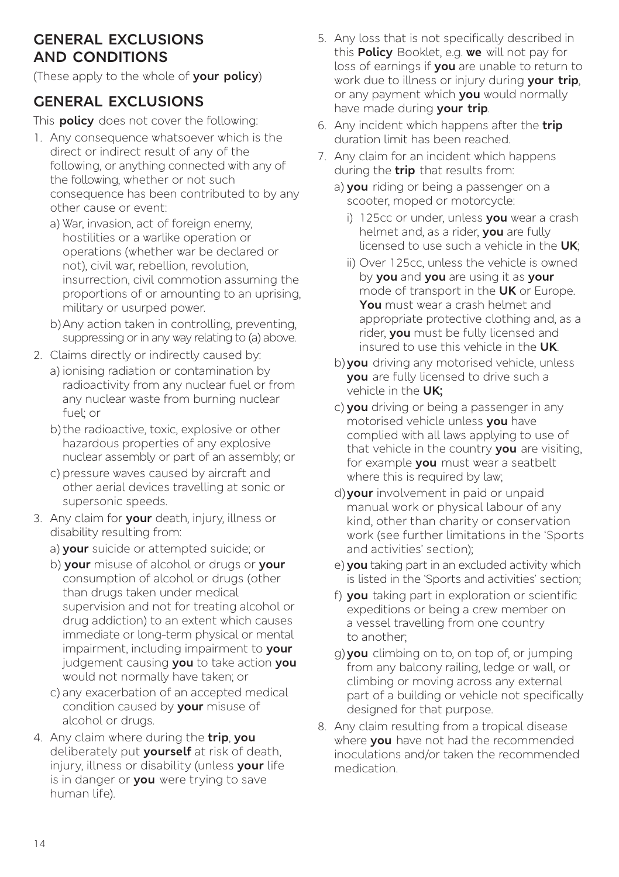# GENERAL EXCLUSIONS AND CONDITIONS

(These apply to the whole of **your policy**)

## GENERAL EXCLUSIONS

This **policy** does not cover the following:

1. Any consequence whatsoever which is the direct or indirect result of any of the following, or anything connected with any of the following, whether or not such consequence has been contributed to by any other cause or event:
   a) War, invasion, act of foreign enemy, hostilities or a warlike operation or operations (whether war be declared or not), civil war, rebellion, revolution, insurrection, civil commotion assuming the proportions of or amounting to an uprising, military or usurped power.
   b) Any action taken in controlling, preventing, suppressing or in any way relating to (a) above.
2. Claims directly or indirectly caused by:
   a) ionising radiation or contamination by radioactivity from any nuclear fuel or from any nuclear waste from burning nuclear fuel; or
   b) the radioactive, toxic, explosive or other hazardous properties of any explosive nuclear assembly or part of an assembly; or
   c) pressure waves caused by aircraft and other aerial devices travelling at sonic or supersonic speeds.
3. Any claim for **your** death, injury, illness or disability resulting from:
   a) **your** suicide or attempted suicide; or
   b) **your** misuse of alcohol or drugs or **your** consumption of alcohol or drugs (other than drugs taken under medical supervision and not for treating alcohol or drug addiction) to an extent which causes immediate or long-term physical or mental impairment, including impairment to **your** judgement causing **you** to take action **you** would not normally have taken; or
   c) any exacerbation of an accepted medical condition caused by **your** misuse of alcohol or drugs.
4. Any claim where during the **trip**, **you** deliberately put **yourself** at risk of death, injury, illness or disability (unless **your** life is in danger or **you** were trying to save human life).
5. Any loss that is not specifically described in this **Policy** Booklet, e.g. **we** will not pay for loss of earnings if **you** are unable to return to work due to illness or injury during **your trip**, or any payment which **you** would normally have made during **your trip**.
6. Any incident which happens after the **trip** duration limit has been reached.
7. Any claim for an incident which happens during the **trip** that results from:
   a) **you** riding or being a passenger on a scooter, moped or motorcycle:
      i) 125cc or under, unless **you** wear a crash helmet and, as a rider, **you** are fully licensed to use such a vehicle in the **UK**;
      ii) Over 125cc, unless the vehicle is owned by **you** and **you** are using it as **your** mode of transport in the **UK** or Europe. **You** must wear a crash helmet and appropriate protective clothing and, as a rider, **you** must be fully licensed and insured to use this vehicle in the **UK**.
   b) **you** driving any motorised vehicle, unless **you** are fully licensed to drive such a vehicle in the **UK;**
   c) **you** driving or being a passenger in any motorised vehicle unless **you** have complied with all laws applying to use of that vehicle in the country **you** are visiting, for example **you** must wear a seatbelt where this is required by law;
   d) **your** involvement in paid or unpaid manual work or physical labour of any kind, other than charity or conservation work (see further limitations in the 'Sports and activities' section);
   e) **you** taking part in an excluded activity which is listed in the 'Sports and activities' section;
   f) **you** taking part in exploration or scientific expeditions or being a crew member on a vessel travelling from one country to another;
   g) **you** climbing on to, on top of, or jumping from any balcony railing, ledge or wall, or climbing or moving across any external part of a building or vehicle not specifically designed for that purpose.
8. Any claim resulting from a tropical disease where **you** have not had the recommended inoculations and/or taken the recommended medication.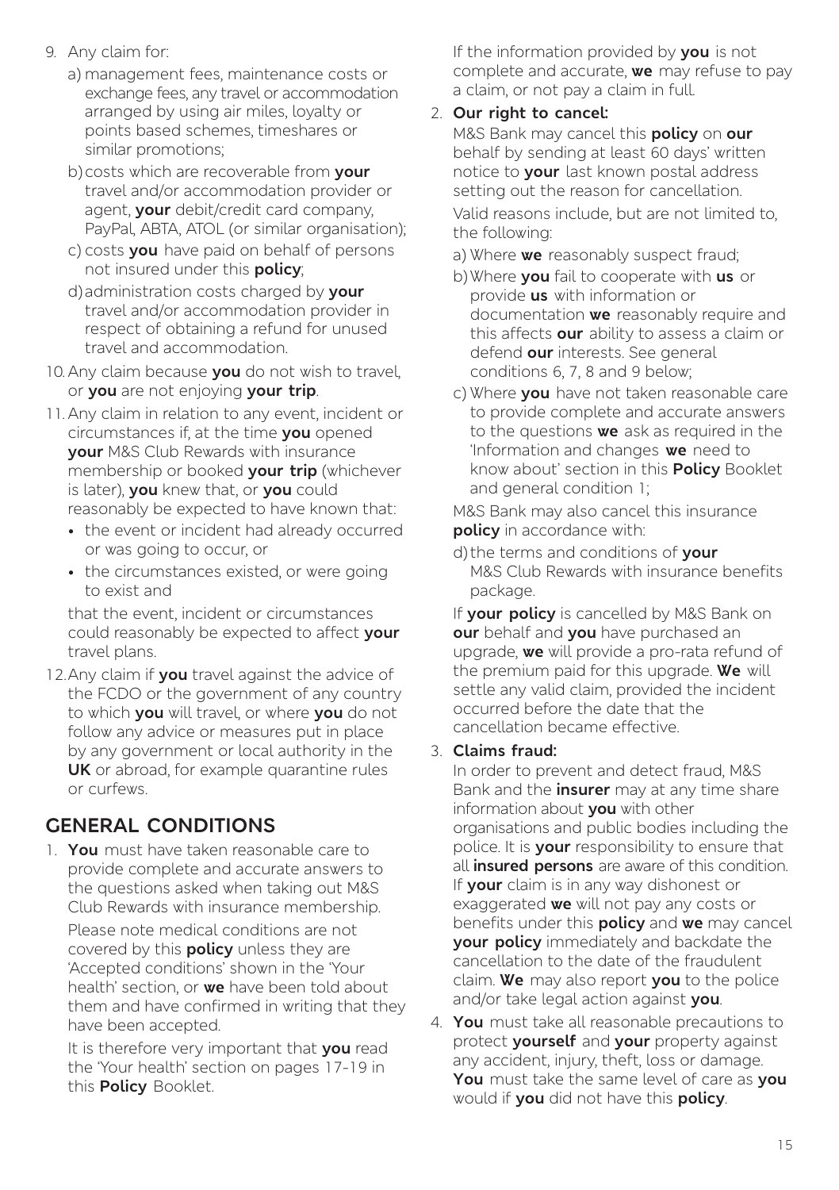9. Any claim for:
   a) management fees, maintenance costs or exchange fees, any travel or accommodation arranged by using air miles, loyalty or points based schemes, timeshares or similar promotions;
   b) costs which are recoverable from **your** travel and/or accommodation provider or agent, **your** debit/credit card company, PayPal, ABTA, ATOL (or similar organisation);
   c) costs **you** have paid on behalf of persons not insured under this **policy**;
   d) administration costs charged by **your** travel and/or accommodation provider in respect of obtaining a refund for unused travel and accommodation.
10. Any claim because **you** do not wish to travel, or **you** are not enjoying **your trip**.
11. Any claim in relation to any event, incident or circumstances if, at the time **you** opened **your** M&S Club Rewards with insurance membership or booked **your trip** (whichever is later), **you** knew that, or **you** could reasonably be expected to have known that:
    - the event or incident had already occurred or was going to occur, or
    - the circumstances existed, or were going to exist and

    that the event, incident or circumstances could reasonably be expected to affect **your** travel plans.
12. Any claim if **you** travel against the advice of the FCDO or the government of any country to which **you** will travel, or where **you** do not follow any advice or measures put in place by any government or local authority in the **UK** or abroad, for example quarantine rules or curfews.

## GENERAL CONDITIONS

1. **You** must have taken reasonable care to provide complete and accurate answers to the questions asked when taking out M&S Club Rewards with insurance membership.

   Please note medical conditions are not covered by this **policy** unless they are 'Accepted conditions' shown in the 'Your health' section, or **we** have been told about them and have confirmed in writing that they have been accepted.

   It is therefore very important that **you** read the 'Your health' section on pages 17-19 in this **Policy** Booklet.

   If the information provided by **you** is not complete and accurate, **we** may refuse to pay a claim, or not pay a claim in full.
2. **Our right to cancel:**

   M&S Bank may cancel this **policy** on **our** behalf by sending at least 60 days' written notice to **your** last known postal address setting out the reason for cancellation.

   Valid reasons include, but are not limited to, the following:
   a) Where **we** reasonably suspect fraud;
   b) Where **you** fail to cooperate with **us** or provide **us** with information or documentation **we** reasonably require and this affects **our** ability to assess a claim or defend **our** interests. See general conditions 6, 7, 8 and 9 below;
   c) Where **you** have not taken reasonable care to provide complete and accurate answers to the questions **we** ask as required in the 'Information and changes **we** need to know about' section in this **Policy** Booklet and general condition 1;

   M&S Bank may also cancel this insurance **policy** in accordance with:
   d) the terms and conditions of **your** M&S Club Rewards with insurance benefits package.

   If **your policy** is cancelled by M&S Bank on **our** behalf and **you** have purchased an upgrade, **we** will provide a pro-rata refund of the premium paid for this upgrade. **We** will settle any valid claim, provided the incident occurred before the date that the cancellation became effective.
3. **Claims fraud:**

   In order to prevent and detect fraud, M&S Bank and the **insurer** may at any time share information about **you** with other organisations and public bodies including the police. It is **your** responsibility to ensure that all **insured persons** are aware of this condition. If **your** claim is in any way dishonest or exaggerated **we** will not pay any costs or benefits under this **policy** and **we** may cancel **your policy** immediately and backdate the cancellation to the date of the fraudulent claim. **We** may also report **you** to the police and/or take legal action against **you**.
4. **You** must take all reasonable precautions to protect **yourself** and **your** property against any accident, injury, theft, loss or damage. **You** must take the same level of care as **you** would if **you** did not have this **policy**.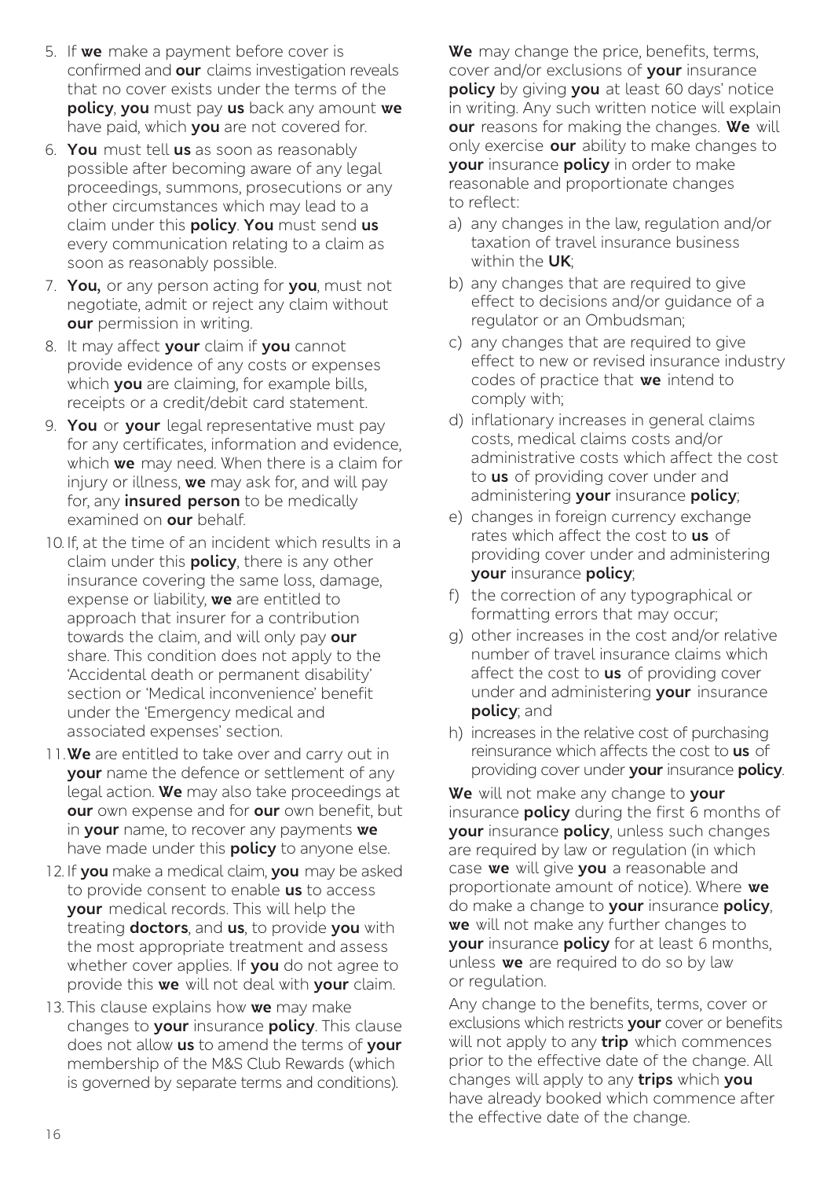5. If **we** make a payment before cover is confirmed and **our** claims investigation reveals that no cover exists under the terms of the **policy**, **you** must pay **us** back any amount **we** have paid, which **you** are not covered for.
6. **You** must tell **us** as soon as reasonably possible after becoming aware of any legal proceedings, summons, prosecutions or any other circumstances which may lead to a claim under this **policy**. **You** must send **us** every communication relating to a claim as soon as reasonably possible.
7. **You,** or any person acting for **you**, must not negotiate, admit or reject any claim without **our** permission in writing.
8. It may affect **your** claim if **you** cannot provide evidence of any costs or expenses which **you** are claiming, for example bills, receipts or a credit/debit card statement.
9. **You** or **your** legal representative must pay for any certificates, information and evidence, which **we** may need. When there is a claim for injury or illness, **we** may ask for, and will pay for, any **insured person** to be medically examined on **our** behalf.
10. If, at the time of an incident which results in a claim under this **policy**, there is any other insurance covering the same loss, damage, expense or liability, **we** are entitled to approach that insurer for a contribution towards the claim, and will only pay **our** share. This condition does not apply to the 'Accidental death or permanent disability' section or 'Medical inconvenience' benefit under the 'Emergency medical and associated expenses' section.
11. **We** are entitled to take over and carry out in **your** name the defence or settlement of any legal action. **We** may also take proceedings at **our** own expense and for **our** own benefit, but in **your** name, to recover any payments **we** have made under this **policy** to anyone else.
12. If **you** make a medical claim, **you** may be asked to provide consent to enable **us** to access **your** medical records. This will help the treating **doctors**, and **us**, to provide **you** with the most appropriate treatment and assess whether cover applies. If **you** do not agree to provide this **we** will not deal with **your** claim.
13. This clause explains how **we** may make changes to **your** insurance **policy**. This clause does not allow **us** to amend the terms of **your** membership of the M&S Club Rewards (which is governed by separate terms and conditions).

**We** may change the price, benefits, terms, cover and/or exclusions of **your** insurance **policy** by giving **you** at least 60 days' notice in writing. Any such written notice will explain **our** reasons for making the changes. **We** will only exercise **our** ability to make changes to **your** insurance **policy** in order to make reasonable and proportionate changes to reflect:

a) any changes in the law, regulation and/or taxation of travel insurance business within the **UK**;
b) any changes that are required to give effect to decisions and/or guidance of a regulator or an Ombudsman;
c) any changes that are required to give effect to new or revised insurance industry codes of practice that **we** intend to comply with;
d) inflationary increases in general claims costs, medical claims costs and/or administrative costs which affect the cost to **us** of providing cover under and administering **your** insurance **policy**;
e) changes in foreign currency exchange rates which affect the cost to **us** of providing cover under and administering **your** insurance **policy**;
f) the correction of any typographical or formatting errors that may occur;
g) other increases in the cost and/or relative number of travel insurance claims which affect the cost to **us** of providing cover under and administering **your** insurance **policy**; and
h) increases in the relative cost of purchasing reinsurance which affects the cost to **us** of providing cover under **your** insurance **policy**.

**We** will not make any change to **your** insurance **policy** during the first 6 months of **your** insurance **policy**, unless such changes are required by law or regulation (in which case **we** will give **you** a reasonable and proportionate amount of notice). Where **we** do make a change to **your** insurance **policy**, **we** will not make any further changes to **your** insurance **policy** for at least 6 months, unless **we** are required to do so by law or regulation.

Any change to the benefits, terms, cover or exclusions which restricts **your** cover or benefits will not apply to any **trip** which commences prior to the effective date of the change. All changes will apply to any **trips** which **you** have already booked which commence after the effective date of the change.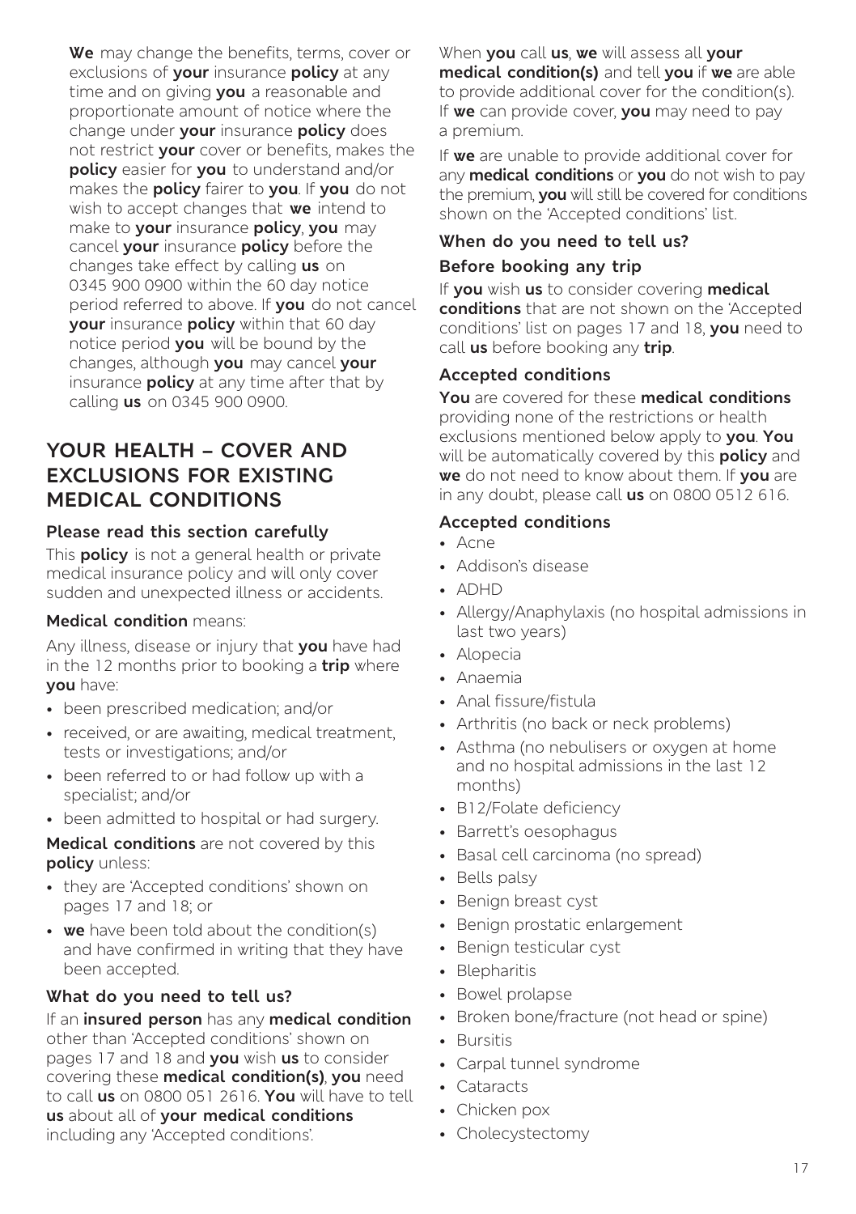**We** may change the benefits, terms, cover or exclusions of **your** insurance **policy** at any time and on giving **you** a reasonable and proportionate amount of notice where the change under **your** insurance **policy** does not restrict **your** cover or benefits, makes the **policy** easier for **you** to understand and/or makes the **policy** fairer to **you**. If **you** do not wish to accept changes that **we** intend to make to **your** insurance **policy**, **you** may cancel **your** insurance **policy** before the changes take effect by calling **us** on 0345 900 0900 within the 60 day notice period referred to above. If **you** do not cancel **your** insurance **policy** within that 60 day notice period **you** will be bound by the changes, although **you** may cancel **your** insurance **policy** at any time after that by calling **us** on 0345 900 0900.

## YOUR HEALTH – COVER AND EXCLUSIONS FOR EXISTING MEDICAL CONDITIONS

### Please read this section carefully

This **policy** is not a general health or private medical insurance policy and will only cover sudden and unexpected illness or accidents.

**Medical condition** means:

Any illness, disease or injury that **you** have had in the 12 months prior to booking a **trip** where **you** have:

- been prescribed medication; and/or
- received, or are awaiting, medical treatment, tests or investigations; and/or
- been referred to or had follow up with a specialist; and/or
- been admitted to hospital or had surgery.

**Medical conditions** are not covered by this **policy** unless:

- they are 'Accepted conditions' shown on pages 17 and 18; or
- **we** have been told about the condition(s) and have confirmed in writing that they have been accepted.

### What do you need to tell us?

If an **insured person** has any **medical condition** other than 'Accepted conditions' shown on pages 17 and 18 and **you** wish **us** to consider covering these **medical condition(s)**, **you** need to call **us** on 0800 051 2616. **You** will have to tell **us** about all of **your medical conditions** including any 'Accepted conditions'.

When **you** call **us**, **we** will assess all **your medical condition(s)** and tell **you** if **we** are able to provide additional cover for the condition(s). If **we** can provide cover, **you** may need to pay a premium.

If **we** are unable to provide additional cover for any **medical conditions** or **you** do not wish to pay the premium, **you** will still be covered for conditions shown on the 'Accepted conditions' list.

### When do you need to tell us?

### Before booking any trip

If **you** wish **us** to consider covering **medical conditions** that are not shown on the 'Accepted conditions' list on pages 17 and 18, **you** need to call **us** before booking any **trip**.

### Accepted conditions

**You** are covered for these **medical conditions** providing none of the restrictions or health exclusions mentioned below apply to **you**. **You** will be automatically covered by this **policy** and **we** do not need to know about them. If **you** are in any doubt, please call **us** on 0800 0512 616.

### Accepted conditions

- Acne
- Addison's disease
- ADHD
- Allergy/Anaphylaxis (no hospital admissions in last two years)
- Alopecia
- Anaemia
- Anal fissure/fistula
- Arthritis (no back or neck problems)
- Asthma (no nebulisers or oxygen at home and no hospital admissions in the last 12 months)
- B12/Folate deficiency
- Barrett's oesophagus
- Basal cell carcinoma (no spread)
- Bells palsy
- Benign breast cyst
- Benign prostatic enlargement
- Benign testicular cyst
- Blepharitis
- Bowel prolapse
- Broken bone/fracture (not head or spine)
- Bursitis
- Carpal tunnel syndrome
- Cataracts
- Chicken pox
- Cholecystectomy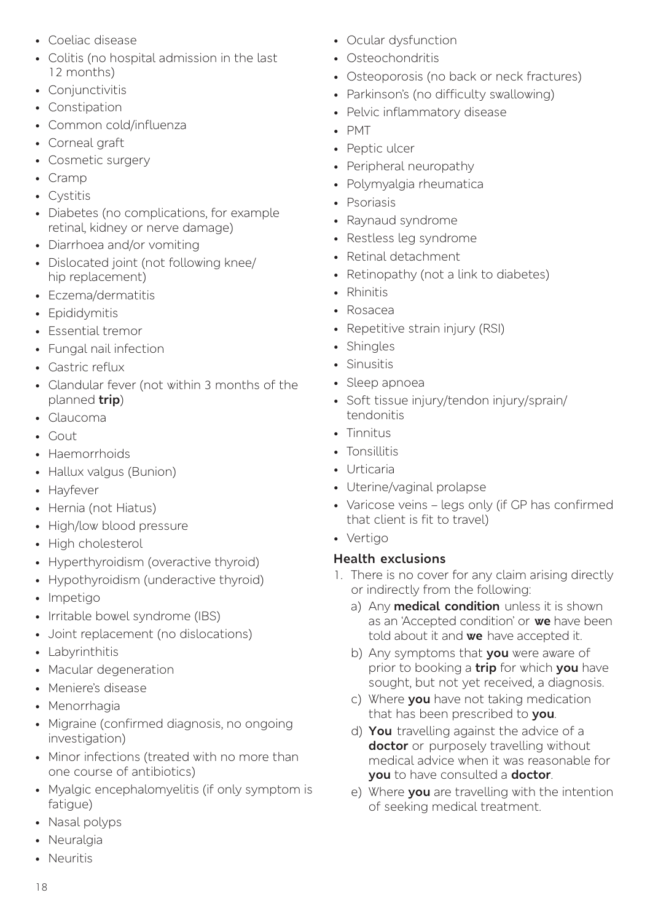- Coeliac disease
- Colitis (no hospital admission in the last 12 months)
- Conjunctivitis
- Constipation
- Common cold/influenza
- Corneal graft
- Cosmetic surgery
- Cramp
- Cystitis
- Diabetes (no complications, for example retinal, kidney or nerve damage)
- Diarrhoea and/or vomiting
- Dislocated joint (not following knee/ hip replacement)
- Eczema/dermatitis
- Epididymitis
- Essential tremor
- Fungal nail infection
- Gastric reflux
- Glandular fever (not within 3 months of the planned **trip**)
- Glaucoma
- Gout
- Haemorrhoids
- Hallux valgus (Bunion)
- Hayfever
- Hernia (not Hiatus)
- High/low blood pressure
- High cholesterol
- Hyperthyroidism (overactive thyroid)
- Hypothyroidism (underactive thyroid)
- Impetigo
- Irritable bowel syndrome (IBS)
- Joint replacement (no dislocations)
- Labyrinthitis
- Macular degeneration
- Meniere's disease
- Menorrhagia
- Migraine (confirmed diagnosis, no ongoing investigation)
- Minor infections (treated with no more than one course of antibiotics)
- Myalgic encephalomyelitis (if only symptom is fatigue)
- Nasal polyps
- Neuralgia
- Neuritis
- Ocular dysfunction
- Osteochondritis
- Osteoporosis (no back or neck fractures)
- Parkinson's (no difficulty swallowing)
- Pelvic inflammatory disease
- PMT
- Peptic ulcer
- Peripheral neuropathy
- Polymyalgia rheumatica
- Psoriasis
- Raynaud syndrome
- Restless leg syndrome
- Retinal detachment
- Retinopathy (not a link to diabetes)
- Rhinitis
- Rosacea
- Repetitive strain injury (RSI)
- Shingles
- Sinusitis
- Sleep apnoea
- Soft tissue injury/tendon injury/sprain/ tendonitis
- Tinnitus
- Tonsillitis
- Urticaria
- Uterine/vaginal prolapse
- Varicose veins – legs only (if GP has confirmed that client is fit to travel)
- Vertigo

### Health exclusions

1. There is no cover for any claim arising directly or indirectly from the following:
   a) Any **medical condition** unless it is shown as an 'Accepted condition' or **we** have been told about it and **we** have accepted it.
   b) Any symptoms that **you** were aware of prior to booking a **trip** for which **you** have sought, but not yet received, a diagnosis.
   c) Where **you** have not taking medication that has been prescribed to **you**.
   d) **You** travelling against the advice of a **doctor** or purposely travelling without medical advice when it was reasonable for **you** to have consulted a **doctor**.
   e) Where **you** are travelling with the intention of seeking medical treatment.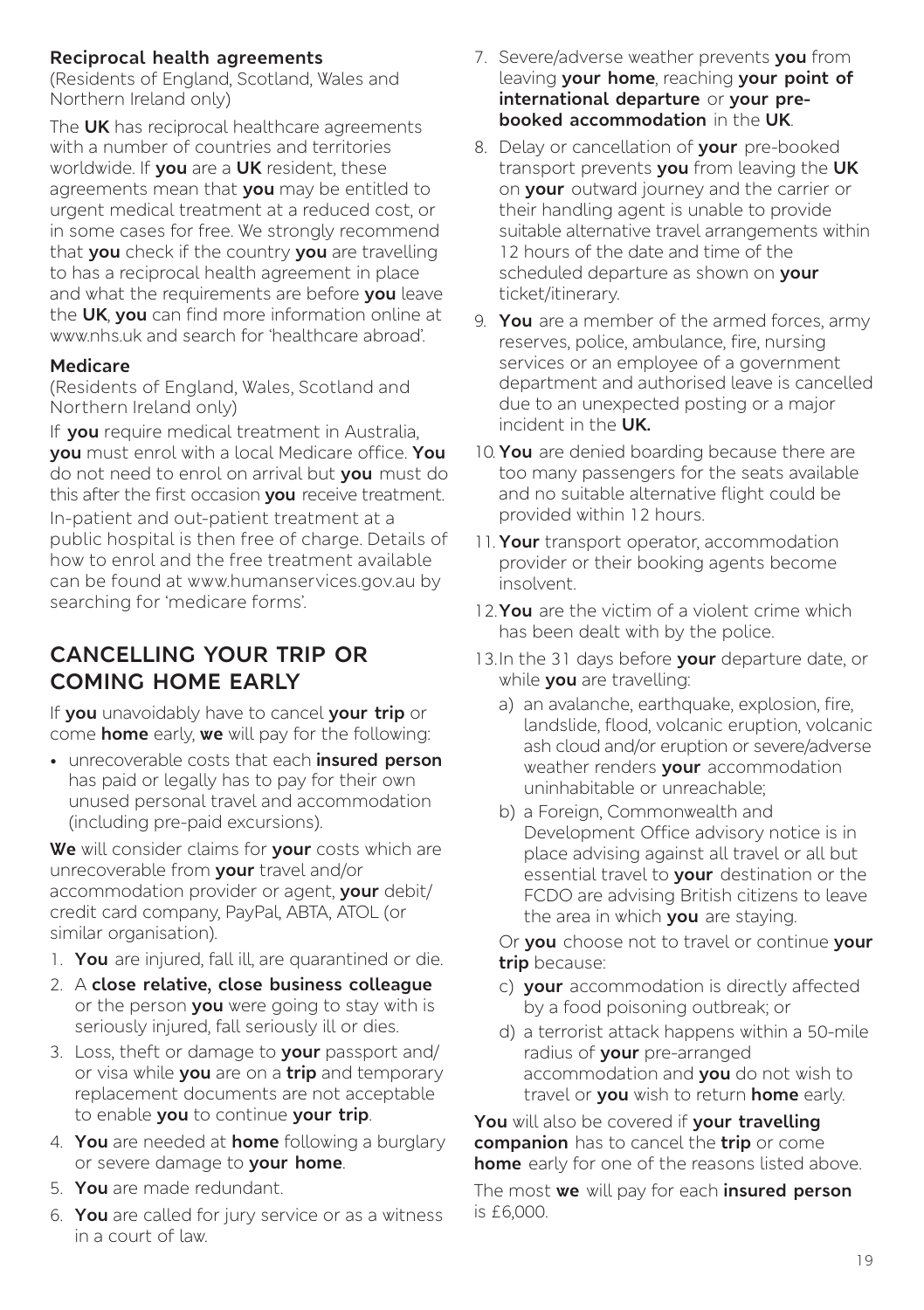### Reciprocal health agreements

(Residents of England, Scotland, Wales and Northern Ireland only)

The **UK** has reciprocal healthcare agreements with a number of countries and territories worldwide. If **you** are a **UK** resident, these agreements mean that **you** may be entitled to urgent medical treatment at a reduced cost, or in some cases for free. We strongly recommend that **you** check if the country **you** are travelling to has a reciprocal health agreement in place and what the requirements are before **you** leave the **UK**, **you** can find more information online at www.nhs.uk and search for 'healthcare abroad'.

### Medicare

(Residents of England, Wales, Scotland and Northern Ireland only)

If **you** require medical treatment in Australia, **you** must enrol with a local Medicare office. **You** do not need to enrol on arrival but **you** must do this after the first occasion **you** receive treatment. In-patient and out-patient treatment at a public hospital is then free of charge. Details of how to enrol and the free treatment available can be found at www.humanservices.gov.au by searching for 'medicare forms'.

## CANCELLING YOUR TRIP OR COMING HOME EARLY

If **you** unavoidably have to cancel **your trip** or come **home** early, **we** will pay for the following:

- unrecoverable costs that each **insured person** has paid or legally has to pay for their own unused personal travel and accommodation (including pre-paid excursions).

**We** will consider claims for **your** costs which are unrecoverable from **your** travel and/or accommodation provider or agent, **your** debit/credit card company, PayPal, ABTA, ATOL (or similar organisation).

1. **You** are injured, fall ill, are quarantined or die.
2. A **close relative, close business colleague** or the person **you** were going to stay with is seriously injured, fall seriously ill or dies.
3. Loss, theft or damage to **your** passport and/or visa while **you** are on a **trip** and temporary replacement documents are not acceptable to enable **you** to continue **your trip**.
4. **You** are needed at **home** following a burglary or severe damage to **your home**.
5. **You** are made redundant.
6. **You** are called for jury service or as a witness in a court of law.
7. Severe/adverse weather prevents **you** from leaving **your home**, reaching **your point of international departure** or **your pre-booked accommodation** in the **UK**.
8. Delay or cancellation of **your** pre-booked transport prevents **you** from leaving the **UK** on **your** outward journey and the carrier or their handling agent is unable to provide suitable alternative travel arrangements within 12 hours of the date and time of the scheduled departure as shown on **your** ticket/itinerary.
9. **You** are a member of the armed forces, army reserves, police, ambulance, fire, nursing services or an employee of a government department and authorised leave is cancelled due to an unexpected posting or a major incident in the **UK.**
10. **You** are denied boarding because there are too many passengers for the seats available and no suitable alternative flight could be provided within 12 hours.
11. **Your** transport operator, accommodation provider or their booking agents become insolvent.
12. **You** are the victim of a violent crime which has been dealt with by the police.
13. In the 31 days before **your** departure date, or while **you** are travelling:
    a) an avalanche, earthquake, explosion, fire, landslide, flood, volcanic eruption, volcanic ash cloud and/or eruption or severe/adverse weather renders **your** accommodation uninhabitable or unreachable;
    b) a Foreign, Commonwealth and Development Office advisory notice is in place advising against all travel or all but essential travel to **your** destination or the FCDO are advising British citizens to leave the area in which **you** are staying.

    Or **you** choose not to travel or continue **your trip** because:

    c) **your** accommodation is directly affected by a food poisoning outbreak; or
    d) a terrorist attack happens within a 50-mile radius of **your** pre-arranged accommodation and **you** do not wish to travel or **you** wish to return **home** early.

**You** will also be covered if **your travelling companion** has to cancel the **trip** or come **home** early for one of the reasons listed above.

The most **we** will pay for each **insured person** is £6,000.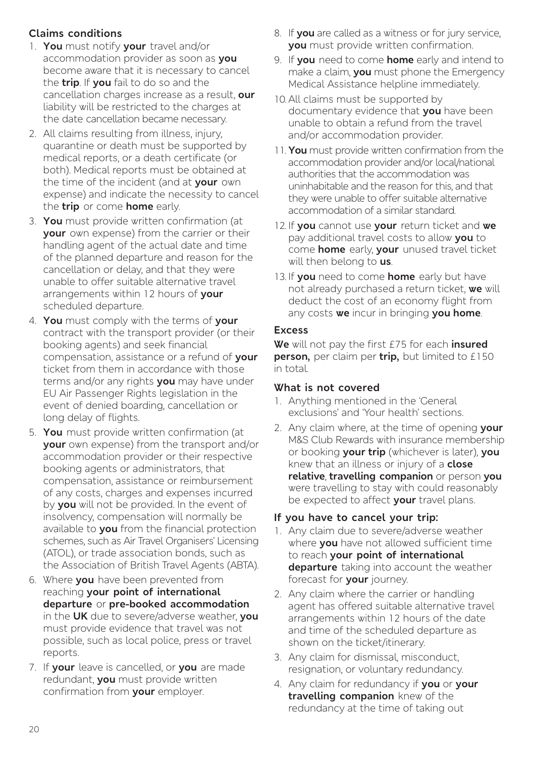### Claims conditions

1. **You** must notify **your** travel and/or accommodation provider as soon as **you** become aware that it is necessary to cancel the **trip**. If **you** fail to do so and the cancellation charges increase as a result, **our** liability will be restricted to the charges at the date cancellation became necessary.
2. All claims resulting from illness, injury, quarantine or death must be supported by medical reports, or a death certificate (or both). Medical reports must be obtained at the time of the incident (and at **your** own expense) and indicate the necessity to cancel the **trip** or come **home** early.
3. **You** must provide written confirmation (at **your** own expense) from the carrier or their handling agent of the actual date and time of the planned departure and reason for the cancellation or delay, and that they were unable to offer suitable alternative travel arrangements within 12 hours of **your** scheduled departure.
4. **You** must comply with the terms of **your** contract with the transport provider (or their booking agents) and seek financial compensation, assistance or a refund of **your** ticket from them in accordance with those terms and/or any rights **you** may have under EU Air Passenger Rights legislation in the event of denied boarding, cancellation or long delay of flights.
5. **You** must provide written confirmation (at **your** own expense) from the transport and/or accommodation provider or their respective booking agents or administrators, that compensation, assistance or reimbursement of any costs, charges and expenses incurred by **you** will not be provided. In the event of insolvency, compensation will normally be available to **you** from the financial protection schemes, such as Air Travel Organisers' Licensing (ATOL), or trade association bonds, such as the Association of British Travel Agents (ABTA).
6. Where **you** have been prevented from reaching **your point of international departure** or **pre-booked accommodation** in the **UK** due to severe/adverse weather, **you** must provide evidence that travel was not possible, such as local police, press or travel reports.
7. If **your** leave is cancelled, or **you** are made redundant, **you** must provide written confirmation from **your** employer.
8. If **you** are called as a witness or for jury service, **you** must provide written confirmation.
9. If **you** need to come **home** early and intend to make a claim, **you** must phone the Emergency Medical Assistance helpline immediately.
10. All claims must be supported by documentary evidence that **you** have been unable to obtain a refund from the travel and/or accommodation provider.
11. **You** must provide written confirmation from the accommodation provider and/or local/national authorities that the accommodation was uninhabitable and the reason for this, and that they were unable to offer suitable alternative accommodation of a similar standard.
12. If **you** cannot use **your** return ticket and **we** pay additional travel costs to allow **you** to come **home** early, **your** unused travel ticket will then belong to **us**.
13. If **you** need to come **home** early but have not already purchased a return ticket, **we** will deduct the cost of an economy flight from any costs **we** incur in bringing **you home**.

### Excess

**We** will not pay the first £75 for each **insured person,** per claim per **trip,** but limited to £150 in total.

### What is not covered

1. Anything mentioned in the 'General exclusions' and 'Your health' sections.
2. Any claim where, at the time of opening **your** M&S Club Rewards with insurance membership or booking **your trip** (whichever is later), **you** knew that an illness or injury of a **close relative**, **travelling companion** or person **you** were travelling to stay with could reasonably be expected to affect **your** travel plans.

### If you have to cancel your trip:

1. Any claim due to severe/adverse weather where **you** have not allowed sufficient time to reach **your point of international departure** taking into account the weather forecast for **your** journey.
2. Any claim where the carrier or handling agent has offered suitable alternative travel arrangements within 12 hours of the date and time of the scheduled departure as shown on the ticket/itinerary.
3. Any claim for dismissal, misconduct, resignation, or voluntary redundancy.
4. Any claim for redundancy if **you** or **your travelling companion** knew of the redundancy at the time of taking out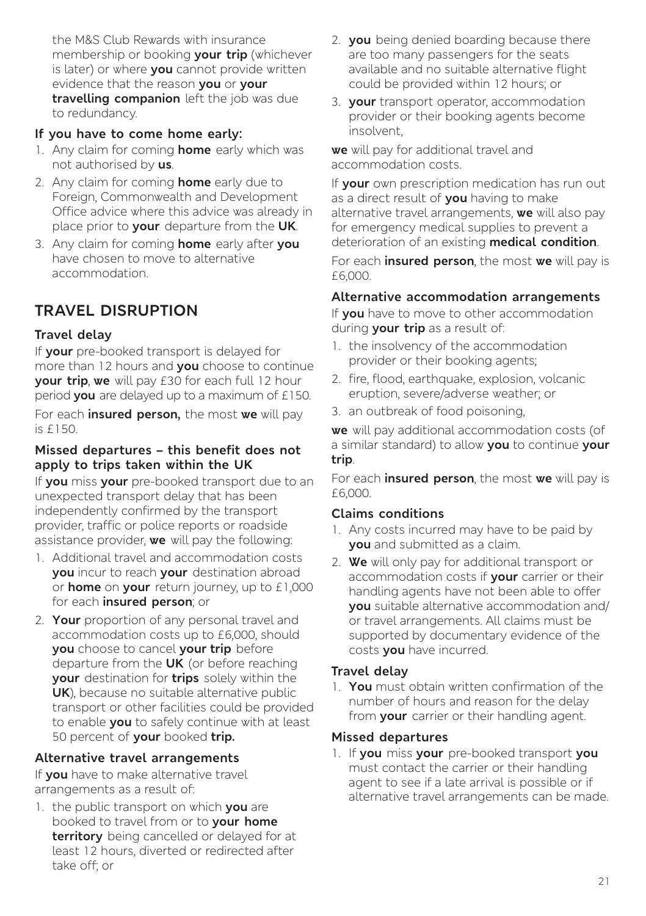the M&S Club Rewards with insurance membership or booking **your trip** (whichever is later) or where **you** cannot provide written evidence that the reason **you** or **your travelling companion** left the job was due to redundancy.

### If you have to come home early:

1. Any claim for coming **home** early which was not authorised by **us**.
2. Any claim for coming **home** early due to Foreign, Commonwealth and Development Office advice where this advice was already in place prior to **your** departure from the **UK**.
3. Any claim for coming **home** early after **you** have chosen to move to alternative accommodation.

## TRAVEL DISRUPTION

### Travel delay

If **your** pre-booked transport is delayed for more than 12 hours and **you** choose to continue **your trip**, **we** will pay £30 for each full 12 hour period **you** are delayed up to a maximum of £150.

For each **insured person,** the most **we** will pay is £150.

### Missed departures – this benefit does not apply to trips taken within the UK

If **you** miss **your** pre-booked transport due to an unexpected transport delay that has been independently confirmed by the transport provider, traffic or police reports or roadside assistance provider, **we** will pay the following:

1. Additional travel and accommodation costs **you** incur to reach **your** destination abroad or **home** on **your** return journey, up to £1,000 for each **insured person**; or
2. **Your** proportion of any personal travel and accommodation costs up to £6,000, should **you** choose to cancel **your trip** before departure from the **UK** (or before reaching **your** destination for **trips** solely within the **UK**), because no suitable alternative public transport or other facilities could be provided to enable **you** to safely continue with at least 50 percent of **your** booked **trip.**

### Alternative travel arrangements

If **you** have to make alternative travel arrangements as a result of:

1. the public transport on which **you** are booked to travel from or to **your home territory** being cancelled or delayed for at least 12 hours, diverted or redirected after take off; or
2. **you** being denied boarding because there are too many passengers for the seats available and no suitable alternative flight could be provided within 12 hours; or
3. **your** transport operator, accommodation provider or their booking agents become insolvent,

**we** will pay for additional travel and accommodation costs.

If **your** own prescription medication has run out as a direct result of **you** having to make alternative travel arrangements, **we** will also pay for emergency medical supplies to prevent a deterioration of an existing **medical condition**.

For each **insured person**, the most **we** will pay is £6,000.

### Alternative accommodation arrangements

If **you** have to move to other accommodation during **your trip** as a result of:

1. the insolvency of the accommodation provider or their booking agents;
2. fire, flood, earthquake, explosion, volcanic eruption, severe/adverse weather; or
3. an outbreak of food poisoning,

**we** will pay additional accommodation costs (of a similar standard) to allow **you** to continue **your trip**.

For each **insured person**, the most **we** will pay is £6,000.

### Claims conditions

1. Any costs incurred may have to be paid by **you** and submitted as a claim.
2. **We** will only pay for additional transport or accommodation costs if **your** carrier or their handling agents have not been able to offer **you** suitable alternative accommodation and/ or travel arrangements. All claims must be supported by documentary evidence of the costs **you** have incurred.

### Travel delay

1. **You** must obtain written confirmation of the number of hours and reason for the delay from **your** carrier or their handling agent.

### Missed departures

1. If **you** miss **your** pre-booked transport **you** must contact the carrier or their handling agent to see if a late arrival is possible or if alternative travel arrangements can be made.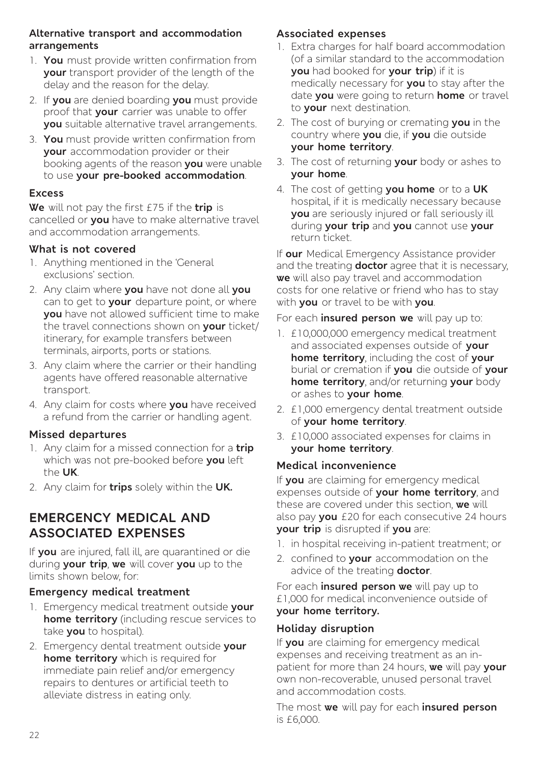### Alternative transport and accommodation arrangements

1. **You** must provide written confirmation from **your** transport provider of the length of the delay and the reason for the delay.
2. If **you** are denied boarding **you** must provide proof that **your** carrier was unable to offer **you** suitable alternative travel arrangements.
3. **You** must provide written confirmation from **your** accommodation provider or their booking agents of the reason **you** were unable to use **your pre-booked accommodation**.

### Excess

**We** will not pay the first £75 if the **trip** is cancelled or **you** have to make alternative travel and accommodation arrangements.

### What is not covered

1. Anything mentioned in the 'General exclusions' section.
2. Any claim where **you** have not done all **you** can to get to **your** departure point, or where **you** have not allowed sufficient time to make the travel connections shown on **your** ticket/itinerary, for example transfers between terminals, airports, ports or stations.
3. Any claim where the carrier or their handling agents have offered reasonable alternative transport.
4. Any claim for costs where **you** have received a refund from the carrier or handling agent.

### Missed departures

1. Any claim for a missed connection for a **trip** which was not pre-booked before **you** left the **UK**.
2. Any claim for **trips** solely within the **UK.**

## EMERGENCY MEDICAL AND ASSOCIATED EXPENSES

If **you** are injured, fall ill, are quarantined or die during **your trip**, **we** will cover **you** up to the limits shown below, for:

### Emergency medical treatment

1. Emergency medical treatment outside **your home territory** (including rescue services to take **you** to hospital).
2. Emergency dental treatment outside **your home territory** which is required for immediate pain relief and/or emergency repairs to dentures or artificial teeth to alleviate distress in eating only.

### Associated expenses

1. Extra charges for half board accommodation (of a similar standard to the accommodation **you** had booked for **your trip**) if it is medically necessary for **you** to stay after the date **you** were going to return **home** or travel to **your** next destination.
2. The cost of burying or cremating **you** in the country where **you** die, if **you** die outside **your home territory**.
3. The cost of returning **your** body or ashes to **your home**.
4. The cost of getting **you home** or to a **UK** hospital, if it is medically necessary because **you** are seriously injured or fall seriously ill during **your trip** and **you** cannot use **your** return ticket.

If **our** Medical Emergency Assistance provider and the treating **doctor** agree that it is necessary, **we** will also pay travel and accommodation costs for one relative or friend who has to stay with **you** or travel to be with **you**.

For each **insured person we** will pay up to:

1. £10,000,000 emergency medical treatment and associated expenses outside of **your home territory**, including the cost of **your** burial or cremation if **you** die outside of **your home territory**, and/or returning **your** body or ashes to **your home**.
2. £1,000 emergency dental treatment outside of **your home territory**.
3. £10,000 associated expenses for claims in **your home territory**.

### Medical inconvenience

If **you** are claiming for emergency medical expenses outside of **your home territory**, and these are covered under this section, **we** will also pay **you** £20 for each consecutive 24 hours **your trip** is disrupted if **you** are:

1. in hospital receiving in-patient treatment; or
2. confined to **your** accommodation on the advice of the treating **doctor**.

For each **insured person we** will pay up to £1,000 for medical inconvenience outside of **your home territory.**

### Holiday disruption

If **you** are claiming for emergency medical expenses and receiving treatment as an in-patient for more than 24 hours, **we** will pay **your** own non-recoverable, unused personal travel and accommodation costs.

The most **we** will pay for each **insured person** is £6,000.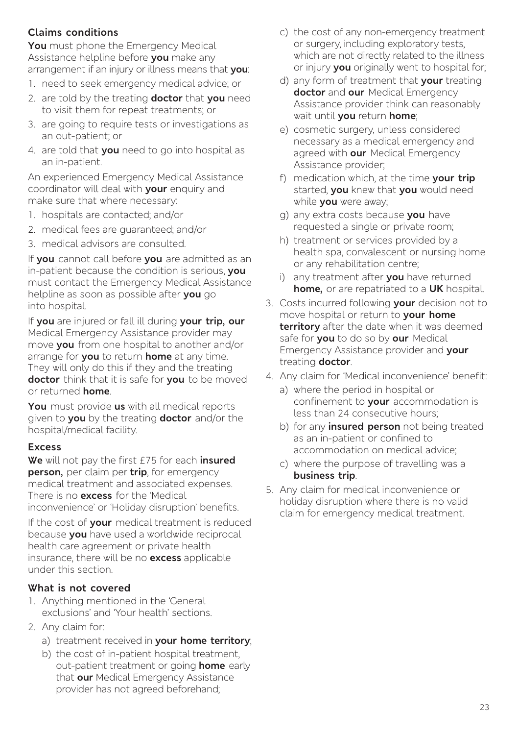### Claims conditions

**You** must phone the Emergency Medical Assistance helpline before **you** make any arrangement if an injury or illness means that **you**:

1. need to seek emergency medical advice; or
2. are told by the treating **doctor** that **you** need to visit them for repeat treatments; or
3. are going to require tests or investigations as an out-patient; or
4. are told that **you** need to go into hospital as an in-patient.

An experienced Emergency Medical Assistance coordinator will deal with **your** enquiry and make sure that where necessary:

1. hospitals are contacted; and/or
2. medical fees are guaranteed; and/or
3. medical advisors are consulted.

If **you** cannot call before **you** are admitted as an in-patient because the condition is serious, **you** must contact the Emergency Medical Assistance helpline as soon as possible after **you** go into hospital.

If **you** are injured or fall ill during **your trip, our** Medical Emergency Assistance provider may move **you** from one hospital to another and/or arrange for **you** to return **home** at any time. They will only do this if they and the treating **doctor** think that it is safe for **you** to be moved or returned **home**.

**You** must provide **us** with all medical reports given to **you** by the treating **doctor** and/or the hospital/medical facility.

### Excess

**We** will not pay the first £75 for each **insured person,** per claim per **trip**, for emergency medical treatment and associated expenses. There is no **excess** for the 'Medical inconvenience' or 'Holiday disruption' benefits.

If the cost of **your** medical treatment is reduced because **you** have used a worldwide reciprocal health care agreement or private health insurance, there will be no **excess** applicable under this section.

### What is not covered

1. Anything mentioned in the 'General exclusions' and 'Your health' sections.
2. Any claim for:
   a) treatment received in **your home territory**;
   b) the cost of in-patient hospital treatment, out-patient treatment or going **home** early that **our** Medical Emergency Assistance provider has not agreed beforehand;
   c) the cost of any non-emergency treatment or surgery, including exploratory tests, which are not directly related to the illness or injury **you** originally went to hospital for;
   d) any form of treatment that **your** treating **doctor** and **our** Medical Emergency Assistance provider think can reasonably wait until **you** return **home**;
   e) cosmetic surgery, unless considered necessary as a medical emergency and agreed with **our** Medical Emergency Assistance provider;
   f) medication which, at the time **your trip** started, **you** knew that **you** would need while **you** were away;
   g) any extra costs because **you** have requested a single or private room;
   h) treatment or services provided by a health spa, convalescent or nursing home or any rehabilitation centre;
   i) any treatment after **you** have returned **home,** or are repatriated to a **UK** hospital.
3. Costs incurred following **your** decision not to move hospital or return to **your home territory** after the date when it was deemed safe for **you** to do so by **our** Medical Emergency Assistance provider and **your** treating **doctor**.
4. Any claim for 'Medical inconvenience' benefit:
   a) where the period in hospital or confinement to **your** accommodation is less than 24 consecutive hours;
   b) for any **insured person** not being treated as an in-patient or confined to accommodation on medical advice;
   c) where the purpose of travelling was a **business trip**.
5. Any claim for medical inconvenience or holiday disruption where there is no valid claim for emergency medical treatment.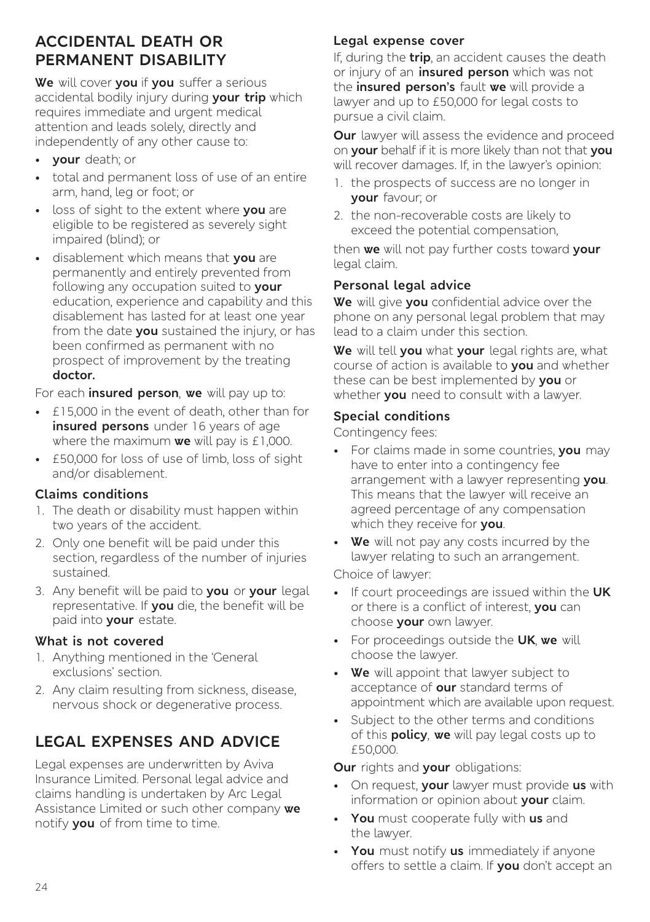## ACCIDENTAL DEATH OR PERMANENT DISABILITY

**We** will cover **you** if **you** suffer a serious accidental bodily injury during **your trip** which requires immediate and urgent medical attention and leads solely, directly and independently of any other cause to:

- **your** death; or
- total and permanent loss of use of an entire arm, hand, leg or foot; or
- loss of sight to the extent where **you** are eligible to be registered as severely sight impaired (blind); or
- disablement which means that **you** are permanently and entirely prevented from following any occupation suited to **your** education, experience and capability and this disablement has lasted for at least one year from the date **you** sustained the injury, or has been confirmed as permanent with no prospect of improvement by the treating **doctor.**

For each **insured person**, **we** will pay up to:

- £15,000 in the event of death, other than for **insured persons** under 16 years of age where the maximum **we** will pay is £1,000.
- £50,000 for loss of use of limb, loss of sight and/or disablement.

### Claims conditions

1. The death or disability must happen within two years of the accident.
2. Only one benefit will be paid under this section, regardless of the number of injuries sustained.
3. Any benefit will be paid to **you** or **your** legal representative. If **you** die, the benefit will be paid into **your** estate.

### What is not covered

1. Anything mentioned in the 'General exclusions' section.
2. Any claim resulting from sickness, disease, nervous shock or degenerative process.

## LEGAL EXPENSES AND ADVICE

Legal expenses are underwritten by Aviva Insurance Limited. Personal legal advice and claims handling is undertaken by Arc Legal Assistance Limited or such other company **we** notify **you** of from time to time.

### Legal expense cover

If, during the **trip**, an accident causes the death or injury of an **insured person** which was not the **insured person's** fault **we** will provide a lawyer and up to £50,000 for legal costs to pursue a civil claim.

**Our** lawyer will assess the evidence and proceed on **your** behalf if it is more likely than not that **you** will recover damages. If, in the lawyer's opinion:

1. the prospects of success are no longer in **your** favour; or
2. the non-recoverable costs are likely to exceed the potential compensation,

then **we** will not pay further costs toward **your** legal claim.

### Personal legal advice

**We** will give **you** confidential advice over the phone on any personal legal problem that may lead to a claim under this section.

**We** will tell **you** what **your** legal rights are, what course of action is available to **you** and whether these can be best implemented by **you** or whether **you** need to consult with a lawyer.

### Special conditions

Contingency fees:

- For claims made in some countries, **you** may have to enter into a contingency fee arrangement with a lawyer representing **you**. This means that the lawyer will receive an agreed percentage of any compensation which they receive for **you**.
- **We** will not pay any costs incurred by the lawyer relating to such an arrangement.

Choice of lawyer:

- If court proceedings are issued within the **UK** or there is a conflict of interest, **you** can choose **your** own lawyer.
- For proceedings outside the **UK**, **we** will choose the lawyer.
- **We** will appoint that lawyer subject to acceptance of **our** standard terms of appointment which are available upon request.
- Subject to the other terms and conditions of this **policy**, **we** will pay legal costs up to £50,000.

**Our** rights and **your** obligations:

- On request, **your** lawyer must provide **us** with information or opinion about **your** claim.
- **You** must cooperate fully with **us** and the lawyer.
- **You** must notify **us** immediately if anyone offers to settle a claim. If **you** don't accept an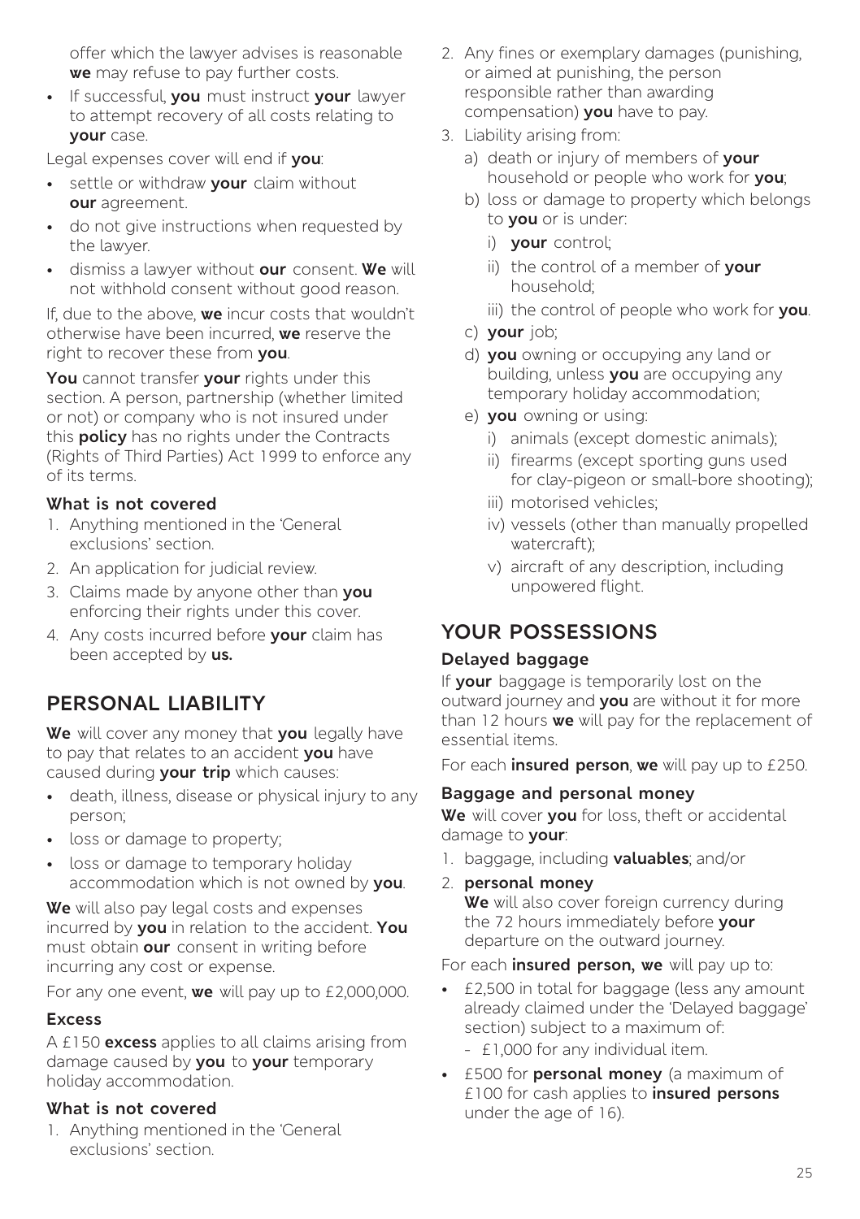offer which the lawyer advises is reasonable **we** may refuse to pay further costs.

- If successful, **you** must instruct **your** lawyer to attempt recovery of all costs relating to **your** case.

Legal expenses cover will end if **you**:

- settle or withdraw **your** claim without **our** agreement.
- do not give instructions when requested by the lawyer.
- dismiss a lawyer without **our** consent. **We** will not withhold consent without good reason.

If, due to the above, **we** incur costs that wouldn't otherwise have been incurred, **we** reserve the right to recover these from **you**.

**You** cannot transfer **your** rights under this section. A person, partnership (whether limited or not) or company who is not insured under this **policy** has no rights under the Contracts (Rights of Third Parties) Act 1999 to enforce any of its terms.

### What is not covered

1. Anything mentioned in the 'General exclusions' section.
2. An application for judicial review.
3. Claims made by anyone other than **you** enforcing their rights under this cover.
4. Any costs incurred before **your** claim has been accepted by **us.**

## PERSONAL LIABILITY

**We** will cover any money that **you** legally have to pay that relates to an accident **you** have caused during **your trip** which causes:

- death, illness, disease or physical injury to any person;
- loss or damage to property;
- loss or damage to temporary holiday accommodation which is not owned by **you**.

**We** will also pay legal costs and expenses incurred by **you** in relation to the accident. **You** must obtain **our** consent in writing before incurring any cost or expense.

For any one event, **we** will pay up to £2,000,000.

### Excess

A £150 **excess** applies to all claims arising from damage caused by **you** to **your** temporary holiday accommodation.

### What is not covered

1. Anything mentioned in the 'General exclusions' section.
2. Any fines or exemplary damages (punishing, or aimed at punishing, the person responsible rather than awarding compensation) **you** have to pay.
3. Liability arising from:
   a) death or injury of members of **your** household or people who work for **you**;
   b) loss or damage to property which belongs to **you** or is under:
      i) **your** control;
      ii) the control of a member of **your** household;
      iii) the control of people who work for **you**.
   c) **your** job;
   d) **you** owning or occupying any land or building, unless **you** are occupying any temporary holiday accommodation;
   e) **you** owning or using:
      i) animals (except domestic animals);
      ii) firearms (except sporting guns used for clay-pigeon or small-bore shooting);
      iii) motorised vehicles;
      iv) vessels (other than manually propelled watercraft);
      v) aircraft of any description, including unpowered flight.

## YOUR POSSESSIONS

### Delayed baggage

If **your** baggage is temporarily lost on the outward journey and **you** are without it for more than 12 hours **we** will pay for the replacement of essential items.

For each **insured person**, **we** will pay up to £250.

### Baggage and personal money

**We** will cover **you** for loss, theft or accidental damage to **your**:

1. baggage, including **valuables**; and/or
2. **personal money**
   **We** will also cover foreign currency during the 72 hours immediately before **your** departure on the outward journey.

For each **insured person, we** will pay up to:

- £2,500 in total for baggage (less any amount already claimed under the 'Delayed baggage' section) subject to a maximum of:
  - £1,000 for any individual item.
- £500 for **personal money** (a maximum of £100 for cash applies to **insured persons** under the age of 16).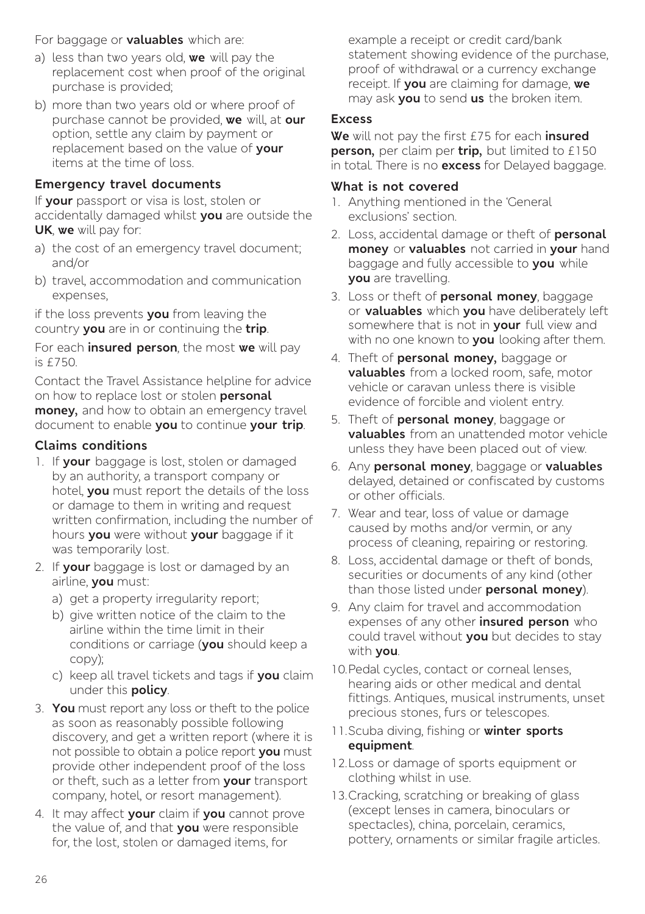For baggage or **valuables** which are:

a) less than two years old, **we** will pay the replacement cost when proof of the original purchase is provided;
b) more than two years old or where proof of purchase cannot be provided, **we** will, at **our** option, settle any claim by payment or replacement based on the value of **your** items at the time of loss.

### Emergency travel documents

If **your** passport or visa is lost, stolen or accidentally damaged whilst **you** are outside the **UK**, **we** will pay for:

a) the cost of an emergency travel document; and/or
b) travel, accommodation and communication expenses,

if the loss prevents **you** from leaving the country **you** are in or continuing the **trip**.

For each **insured person**, the most **we** will pay is £750.

Contact the Travel Assistance helpline for advice on how to replace lost or stolen **personal money,** and how to obtain an emergency travel document to enable **you** to continue **your trip**.

### Claims conditions

1. If **your** baggage is lost, stolen or damaged by an authority, a transport company or hotel, **you** must report the details of the loss or damage to them in writing and request written confirmation, including the number of hours **you** were without **your** baggage if it was temporarily lost.
2. If **your** baggage is lost or damaged by an airline, **you** must:
   a) get a property irregularity report;
   b) give written notice of the claim to the airline within the time limit in their conditions or carriage (**you** should keep a copy);
   c) keep all travel tickets and tags if **you** claim under this **policy**.
3. **You** must report any loss or theft to the police as soon as reasonably possible following discovery, and get a written report (where it is not possible to obtain a police report **you** must provide other independent proof of the loss or theft, such as a letter from **your** transport company, hotel, or resort management).
4. It may affect **your** claim if **you** cannot prove the value of, and that **you** were responsible for, the lost, stolen or damaged items, for example a receipt or credit card/bank statement showing evidence of the purchase, proof of withdrawal or a currency exchange receipt. If **you** are claiming for damage, **we** may ask **you** to send **us** the broken item.

### Excess

**We** will not pay the first £75 for each **insured person,** per claim per **trip,** but limited to £150 in total. There is no **excess** for Delayed baggage.

### What is not covered

1. Anything mentioned in the 'General exclusions' section.
2. Loss, accidental damage or theft of **personal money** or **valuables** not carried in **your** hand baggage and fully accessible to **you** while **you** are travelling.
3. Loss or theft of **personal money**, baggage or **valuables** which **you** have deliberately left somewhere that is not in **your** full view and with no one known to **you** looking after them.
4. Theft of **personal money,** baggage or **valuables** from a locked room, safe, motor vehicle or caravan unless there is visible evidence of forcible and violent entry.
5. Theft of **personal money**, baggage or **valuables** from an unattended motor vehicle unless they have been placed out of view.
6. Any **personal money**, baggage or **valuables** delayed, detained or confiscated by customs or other officials.
7. Wear and tear, loss of value or damage caused by moths and/or vermin, or any process of cleaning, repairing or restoring.
8. Loss, accidental damage or theft of bonds, securities or documents of any kind (other than those listed under **personal money**).
9. Any claim for travel and accommodation expenses of any other **insured person** who could travel without **you** but decides to stay with **you**.
10. Pedal cycles, contact or corneal lenses, hearing aids or other medical and dental fittings. Antiques, musical instruments, unset precious stones, furs or telescopes.
11. Scuba diving, fishing or **winter sports equipment**.
12. Loss or damage of sports equipment or clothing whilst in use.
13. Cracking, scratching or breaking of glass (except lenses in camera, binoculars or spectacles), china, porcelain, ceramics, pottery, ornaments or similar fragile articles.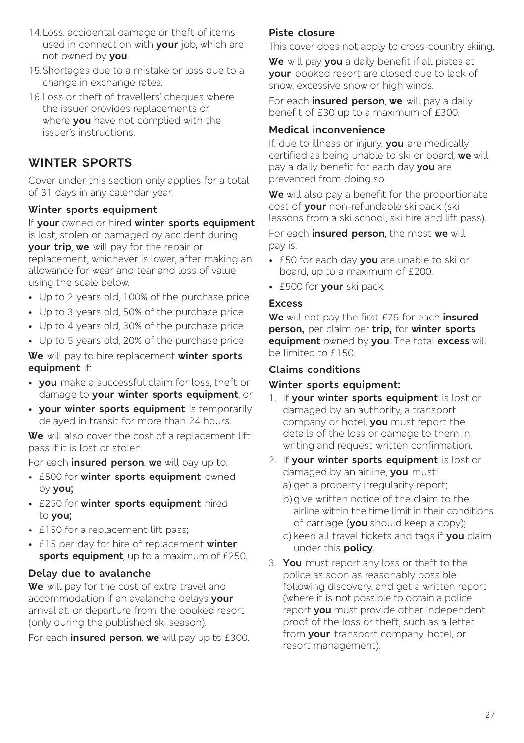14. Loss, accidental damage or theft of items used in connection with **your** job, which are not owned by **you**.
15. Shortages due to a mistake or loss due to a change in exchange rates.
16. Loss or theft of travellers' cheques where the issuer provides replacements or where **you** have not complied with the issuer's instructions.

## WINTER SPORTS

Cover under this section only applies for a total of 31 days in any calendar year.

### Winter sports equipment

If **your** owned or hired **winter sports equipment** is lost, stolen or damaged by accident during **your trip**, **we** will pay for the repair or replacement, whichever is lower, after making an allowance for wear and tear and loss of value using the scale below.

- Up to 2 years old, 100% of the purchase price
- Up to 3 years old, 50% of the purchase price
- Up to 4 years old, 30% of the purchase price
- Up to 5 years old, 20% of the purchase price

**We** will pay to hire replacement **winter sports equipment** if:

- **you** make a successful claim for loss, theft or damage to **your winter sports equipment**; or
- **your winter sports equipment** is temporarily delayed in transit for more than 24 hours.

**We** will also cover the cost of a replacement lift pass if it is lost or stolen.

For each **insured person**, **we** will pay up to:

- £500 for **winter sports equipment** owned by **you;**
- £250 for **winter sports equipment** hired to **you;**
- £150 for a replacement lift pass;
- £15 per day for hire of replacement **winter sports equipment**, up to a maximum of £250.

### Delay due to avalanche

**We** will pay for the cost of extra travel and accommodation if an avalanche delays **your** arrival at, or departure from, the booked resort (only during the published ski season).

For each **insured person**, **we** will pay up to £300.

### Piste closure

This cover does not apply to cross-country skiing.

**We** will pay **you** a daily benefit if all pistes at **your** booked resort are closed due to lack of snow, excessive snow or high winds.

For each **insured person**, **we** will pay a daily benefit of £30 up to a maximum of £300.

### Medical inconvenience

If, due to illness or injury, **you** are medically certified as being unable to ski or board, **we** will pay a daily benefit for each day **you** are prevented from doing so.

**We** will also pay a benefit for the proportionate cost of **your** non-refundable ski pack (ski lessons from a ski school, ski hire and lift pass).

For each **insured person**, the most **we** will pay is:

- £50 for each day **you** are unable to ski or board, up to a maximum of £200.
- £500 for **your** ski pack.

### Excess

**We** will not pay the first £75 for each **insured person,** per claim per **trip,** for **winter sports equipment** owned by **you**. The total **excess** will be limited to £150.

### Claims conditions

#### Winter sports equipment:

1. If **your winter sports equipment** is lost or damaged by an authority, a transport company or hotel, **you** must report the details of the loss or damage to them in writing and request written confirmation.
2. If **your winter sports equipment** is lost or damaged by an airline, **you** must:
   a) get a property irregularity report;
   b) give written notice of the claim to the airline within the time limit in their conditions of carriage (**you** should keep a copy);
   c) keep all travel tickets and tags if **you** claim under this **policy**.
3. **You** must report any loss or theft to the police as soon as reasonably possible following discovery, and get a written report (where it is not possible to obtain a police report **you** must provide other independent proof of the loss or theft, such as a letter from **your** transport company, hotel, or resort management).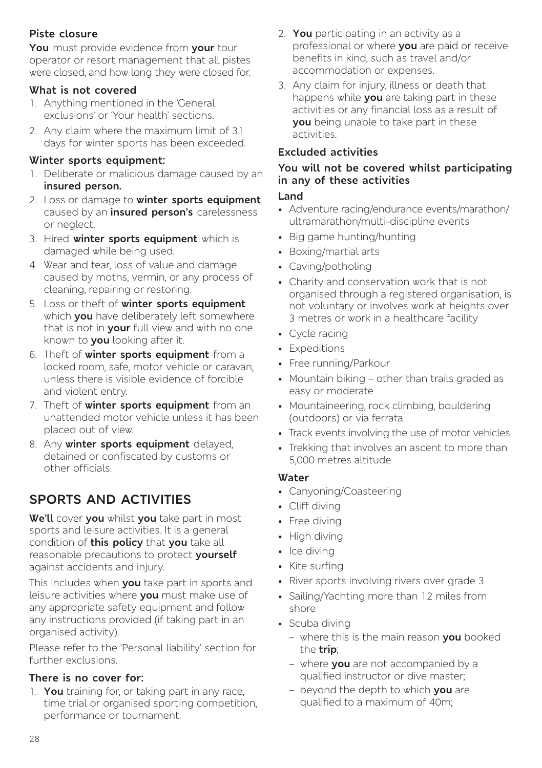### Piste closure

**You** must provide evidence from **your** tour operator or resort management that all pistes were closed, and how long they were closed for.

### What is not covered

1. Anything mentioned in the 'General exclusions' or 'Your health' sections.
2. Any claim where the maximum limit of 31 days for winter sports has been exceeded.

### Winter sports equipment:

1. Deliberate or malicious damage caused by an **insured person.**
2. Loss or damage to **winter sports equipment** caused by an **insured person's** carelessness or neglect.
3. Hired **winter sports equipment** which is damaged while being used.
4. Wear and tear, loss of value and damage caused by moths, vermin, or any process of cleaning, repairing or restoring.
5. Loss or theft of **winter sports equipment** which **you** have deliberately left somewhere that is not in **your** full view and with no one known to **you** looking after it.
6. Theft of **winter sports equipment** from a locked room, safe, motor vehicle or caravan, unless there is visible evidence of forcible and violent entry.
7. Theft of **winter sports equipment** from an unattended motor vehicle unless it has been placed out of view.
8. Any **winter sports equipment** delayed, detained or confiscated by customs or other officials.

## SPORTS AND ACTIVITIES

**We'll** cover **you** whilst **you** take part in most sports and leisure activities. It is a general condition of **this policy** that **you** take all reasonable precautions to protect **yourself** against accidents and injury.

This includes when **you** take part in sports and leisure activities where **you** must make use of any appropriate safety equipment and follow any instructions provided (if taking part in an organised activity).

Please refer to the 'Personal liability' section for further exclusions.

### There is no cover for:

1. **You** training for, or taking part in any race, time trial or organised sporting competition, performance or tournament.
2. **You** participating in an activity as a professional or where **you** are paid or receive benefits in kind, such as travel and/or accommodation or expenses.
3. Any claim for injury, illness or death that happens while **you** are taking part in these activities or any financial loss as a result of **you** being unable to take part in these activities.

### Excluded activities

#### You will not be covered whilst participating in any of these activities

#### Land

- Adventure racing/endurance events/marathon/ultramarathon/multi-discipline events
- Big game hunting/hunting
- Boxing/martial arts
- Caving/potholing
- Charity and conservation work that is not organised through a registered organisation, is not voluntary or involves work at heights over 3 metres or work in a healthcare facility
- Cycle racing
- Expeditions
- Free running/Parkour
- Mountain biking – other than trails graded as easy or moderate
- Mountaineering, rock climbing, bouldering (outdoors) or via ferrata
- Track events involving the use of motor vehicles
- Trekking that involves an ascent to more than 5,000 metres altitude

#### Water

- Canyoning/Coasteering
- Cliff diving
- Free diving
- High diving
- Ice diving
- Kite surfing
- River sports involving rivers over grade 3
- Sailing/Yachting more than 12 miles from shore
- Scuba diving
  - where this is the main reason **you** booked the **trip**;
  - where **you** are not accompanied by a qualified instructor or dive master;
  - beyond the depth to which **you** are qualified to a maximum of 40m;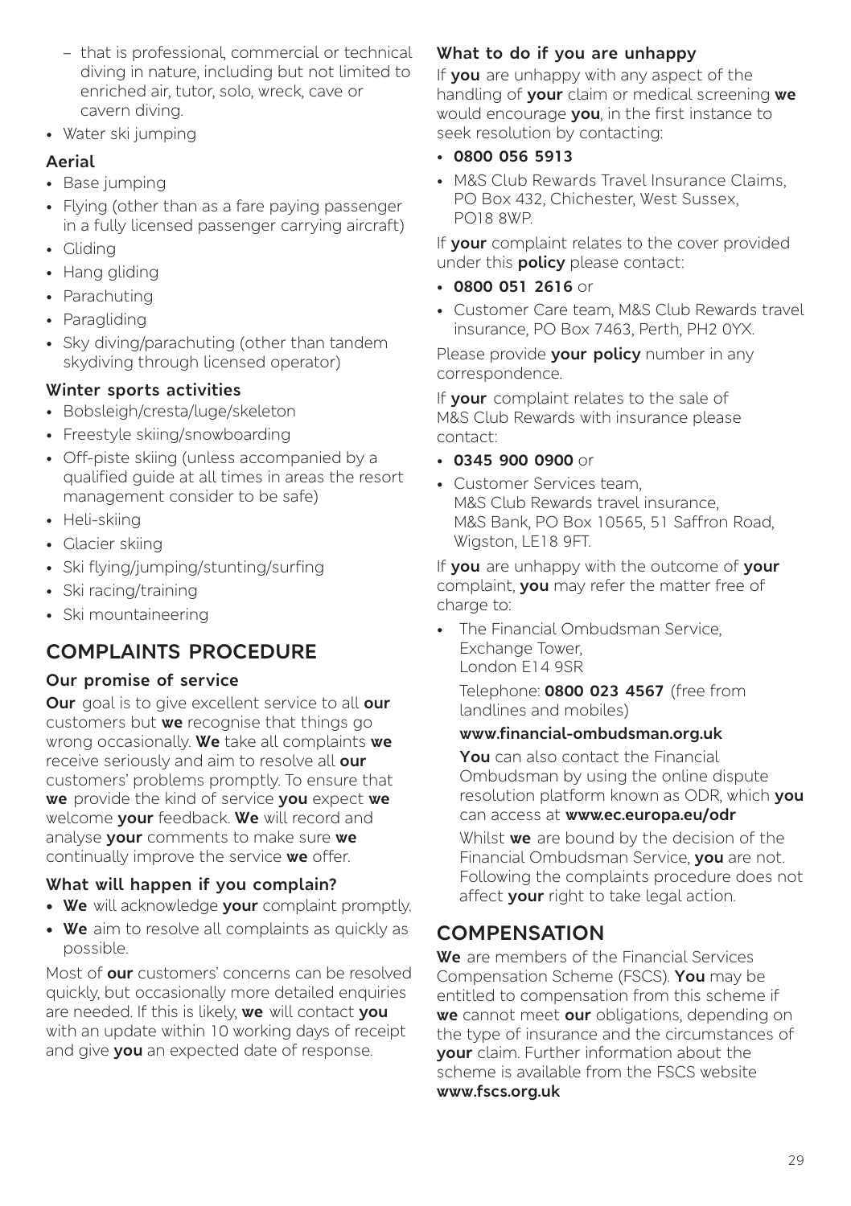- that is professional, commercial or technical diving in nature, including but not limited to enriched air, tutor, solo, wreck, cave or cavern diving.
- Water ski jumping

### Aerial

- Base jumping
- Flying (other than as a fare paying passenger in a fully licensed passenger carrying aircraft)
- Gliding
- Hang gliding
- Parachuting
- Paragliding
- Sky diving/parachuting (other than tandem skydiving through licensed operator)

### Winter sports activities

- Bobsleigh/cresta/luge/skeleton
- Freestyle skiing/snowboarding
- Off-piste skiing (unless accompanied by a qualified guide at all times in areas the resort management consider to be safe)
- Heli-skiing
- Glacier skiing
- Ski flying/jumping/stunting/surfing
- Ski racing/training
- Ski mountaineering

## COMPLAINTS PROCEDURE

### Our promise of service

**Our** goal is to give excellent service to all **our** customers but **we** recognise that things go wrong occasionally. **We** take all complaints **we** receive seriously and aim to resolve all **our** customers' problems promptly. To ensure that **we** provide the kind of service **you** expect **we** welcome **your** feedback. **We** will record and analyse **your** comments to make sure **we** continually improve the service **we** offer.

### What will happen if you complain?

- **We** will acknowledge **your** complaint promptly.
- **We** aim to resolve all complaints as quickly as possible.

Most of **our** customers' concerns can be resolved quickly, but occasionally more detailed enquiries are needed. If this is likely, **we** will contact **you** with an update within 10 working days of receipt and give **you** an expected date of response.

### What to do if you are unhappy

If **you** are unhappy with any aspect of the handling of **your** claim or medical screening **we** would encourage **you**, in the first instance to seek resolution by contacting:

- **0800 056 5913**
- M&S Club Rewards Travel Insurance Claims, PO Box 432, Chichester, West Sussex, PO18 8WP.

If **your** complaint relates to the cover provided under this **policy** please contact:

- **0800 051 2616** or
- Customer Care team, M&S Club Rewards travel insurance, PO Box 7463, Perth, PH2 0YX.

Please provide **your policy** number in any correspondence.

If **your** complaint relates to the sale of M&S Club Rewards with insurance please contact:

- **0345 900 0900** or
- Customer Services team, M&S Club Rewards travel insurance, M&S Bank, PO Box 10565, 51 Saffron Road, Wigston, LE18 9FT.

If **you** are unhappy with the outcome of **your** complaint, **you** may refer the matter free of charge to:

- The Financial Ombudsman Service, Exchange Tower, London E14 9SR

  Telephone: **0800 023 4567** (free from landlines and mobiles)

  **www.financial-ombudsman.org.uk**

  **You** can also contact the Financial Ombudsman by using the online dispute resolution platform known as ODR, which **you** can access at **www.ec.europa.eu/odr**

  Whilst **we** are bound by the decision of the Financial Ombudsman Service, **you** are not. Following the complaints procedure does not affect **your** right to take legal action.

## COMPENSATION

**We** are members of the Financial Services Compensation Scheme (FSCS). **You** may be entitled to compensation from this scheme if **we** cannot meet **our** obligations, depending on the type of insurance and the circumstances of **your** claim. Further information about the scheme is available from the FSCS website **www.fscs.org.uk**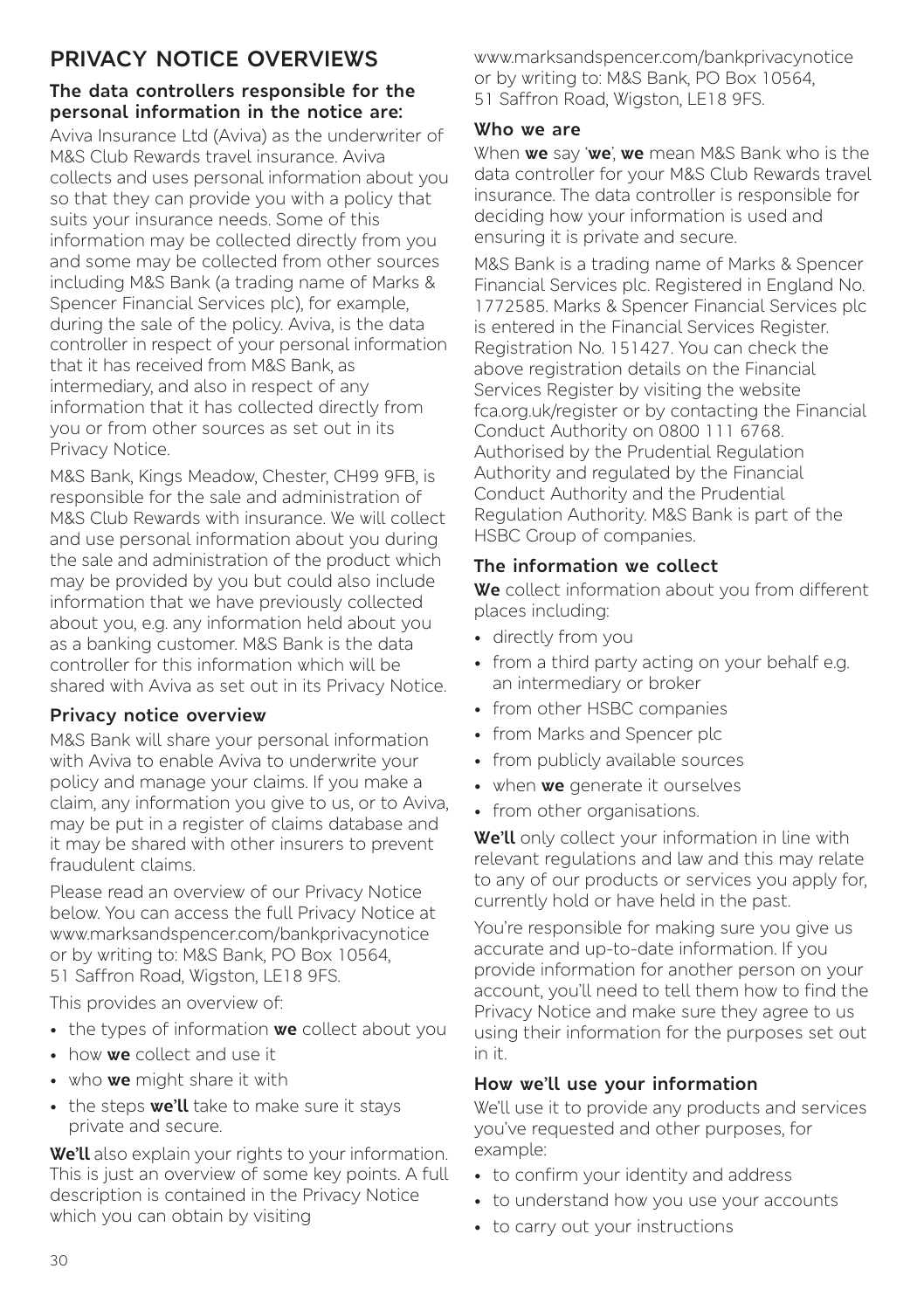# PRIVACY NOTICE OVERVIEWS

**The data controllers responsible for the personal information in the notice are:**

Aviva Insurance Ltd (Aviva) as the underwriter of M&S Club Rewards travel insurance. Aviva collects and uses personal information about you so that they can provide you with a policy that suits your insurance needs. Some of this information may be collected directly from you and some may be collected from other sources including M&S Bank (a trading name of Marks & Spencer Financial Services plc), for example, during the sale of the policy. Aviva, is the data controller in respect of your personal information that it has received from M&S Bank, as intermediary, and also in respect of any information that it has collected directly from you or from other sources as set out in its Privacy Notice.

M&S Bank, Kings Meadow, Chester, CH99 9FB, is responsible for the sale and administration of M&S Club Rewards with insurance. We will collect and use personal information about you during the sale and administration of the product which may be provided by you but could also include information that we have previously collected about you, e.g. any information held about you as a banking customer. M&S Bank is the data controller for this information which will be shared with Aviva as set out in its Privacy Notice.

## Privacy notice overview

M&S Bank will share your personal information with Aviva to enable Aviva to underwrite your policy and manage your claims. If you make a claim, any information you give to us, or to Aviva, may be put in a register of claims database and it may be shared with other insurers to prevent fraudulent claims.

Please read an overview of our Privacy Notice below. You can access the full Privacy Notice at www.marksandspencer.com/bankprivacynotice or by writing to: M&S Bank, PO Box 10564, 51 Saffron Road, Wigston, LE18 9FS.

This provides an overview of:

- the types of information **we** collect about you
- how **we** collect and use it
- who **we** might share it with
- the steps **we'll** take to make sure it stays private and secure.

**We'll** also explain your rights to your information. This is just an overview of some key points. A full description is contained in the Privacy Notice which you can obtain by visiting www.marksandspencer.com/bankprivacynotice or by writing to: M&S Bank, PO Box 10564, 51 Saffron Road, Wigston, LE18 9FS.

## Who we are

When **we** say '**we**', **we** mean M&S Bank who is the data controller for your M&S Club Rewards travel insurance. The data controller is responsible for deciding how your information is used and ensuring it is private and secure.

M&S Bank is a trading name of Marks & Spencer Financial Services plc. Registered in England No. 1772585. Marks & Spencer Financial Services plc is entered in the Financial Services Register. Registration No. 151427. You can check the above registration details on the Financial Services Register by visiting the website fca.org.uk/register or by contacting the Financial Conduct Authority on 0800 111 6768. Authorised by the Prudential Regulation Authority and regulated by the Financial Conduct Authority and the Prudential Regulation Authority. M&S Bank is part of the HSBC Group of companies.

## The information we collect

**We** collect information about you from different places including:

- directly from you
- from a third party acting on your behalf e.g. an intermediary or broker
- from other HSBC companies
- from Marks and Spencer plc
- from publicly available sources
- when **we** generate it ourselves
- from other organisations.

**We'll** only collect your information in line with relevant regulations and law and this may relate to any of our products or services you apply for, currently hold or have held in the past.

You're responsible for making sure you give us accurate and up-to-date information. If you provide information for another person on your account, you'll need to tell them how to find the Privacy Notice and make sure they agree to us using their information for the purposes set out in it.

## How we'll use your information

We'll use it to provide any products and services you've requested and other purposes, for example:

- to confirm your identity and address
- to understand how you use your accounts
- to carry out your instructions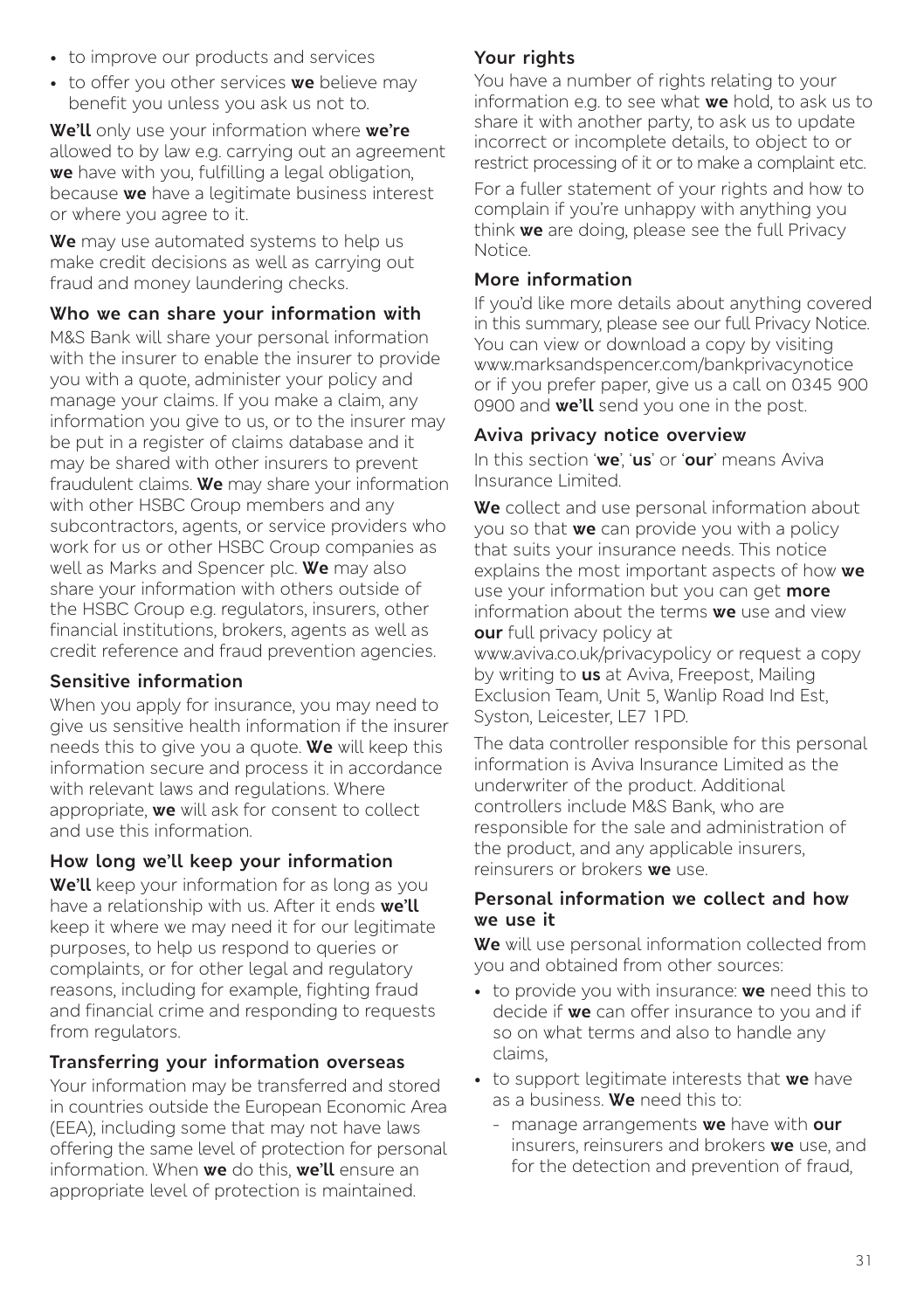- to improve our products and services
- to offer you other services **we** believe may benefit you unless you ask us not to.

**We'll** only use your information where **we're** allowed to by law e.g. carrying out an agreement **we** have with you, fulfilling a legal obligation, because **we** have a legitimate business interest or where you agree to it.

**We** may use automated systems to help us make credit decisions as well as carrying out fraud and money laundering checks.

### Who we can share your information with

M&S Bank will share your personal information with the insurer to enable the insurer to provide you with a quote, administer your policy and manage your claims. If you make a claim, any information you give to us, or to the insurer may be put in a register of claims database and it may be shared with other insurers to prevent fraudulent claims. **We** may share your information with other HSBC Group members and any subcontractors, agents, or service providers who work for us or other HSBC Group companies as well as Marks and Spencer plc. **We** may also share your information with others outside of the HSBC Group e.g. regulators, insurers, other financial institutions, brokers, agents as well as credit reference and fraud prevention agencies.

### Sensitive information

When you apply for insurance, you may need to give us sensitive health information if the insurer needs this to give you a quote. **We** will keep this information secure and process it in accordance with relevant laws and regulations. Where appropriate, **we** will ask for consent to collect and use this information.

### How long we'll keep your information

**We'll** keep your information for as long as you have a relationship with us. After it ends **we'll** keep it where we may need it for our legitimate purposes, to help us respond to queries or complaints, or for other legal and regulatory reasons, including for example, fighting fraud and financial crime and responding to requests from regulators.

### Transferring your information overseas

Your information may be transferred and stored in countries outside the European Economic Area (EEA), including some that may not have laws offering the same level of protection for personal information. When **we** do this, **we'll** ensure an appropriate level of protection is maintained.

### Your rights

You have a number of rights relating to your information e.g. to see what **we** hold, to ask us to share it with another party, to ask us to update incorrect or incomplete details, to object to or restrict processing of it or to make a complaint etc.

For a fuller statement of your rights and how to complain if you're unhappy with anything you think **we** are doing, please see the full Privacy Notice.

### More information

If you'd like more details about anything covered in this summary, please see our full Privacy Notice. You can view or download a copy by visiting www.marksandspencer.com/bankprivacynotice or if you prefer paper, give us a call on 0345 900 0900 and **we'll** send you one in the post.

### Aviva privacy notice overview

In this section '**we**', '**us**' or '**our**' means Aviva Insurance Limited.

**We** collect and use personal information about you so that **we** can provide you with a policy that suits your insurance needs. This notice explains the most important aspects of how **we** use your information but you can get **more** information about the terms **we** use and view **our** full privacy policy at www.aviva.co.uk/privacypolicy or request a copy by writing to **us** at Aviva, Freepost, Mailing Exclusion Team, Unit 5, Wanlip Road Ind Est, Syston, Leicester, LE7 1PD.

The data controller responsible for this personal information is Aviva Insurance Limited as the underwriter of the product. Additional controllers include M&S Bank, who are responsible for the sale and administration of the product, and any applicable insurers, reinsurers or brokers **we** use.

### Personal information we collect and how we use it

**We** will use personal information collected from you and obtained from other sources:

- to provide you with insurance: **we** need this to decide if **we** can offer insurance to you and if so on what terms and also to handle any claims,
- to support legitimate interests that **we** have as a business. **We** need this to:
  - manage arrangements **we** have with **our** insurers, reinsurers and brokers **we** use, and for the detection and prevention of fraud,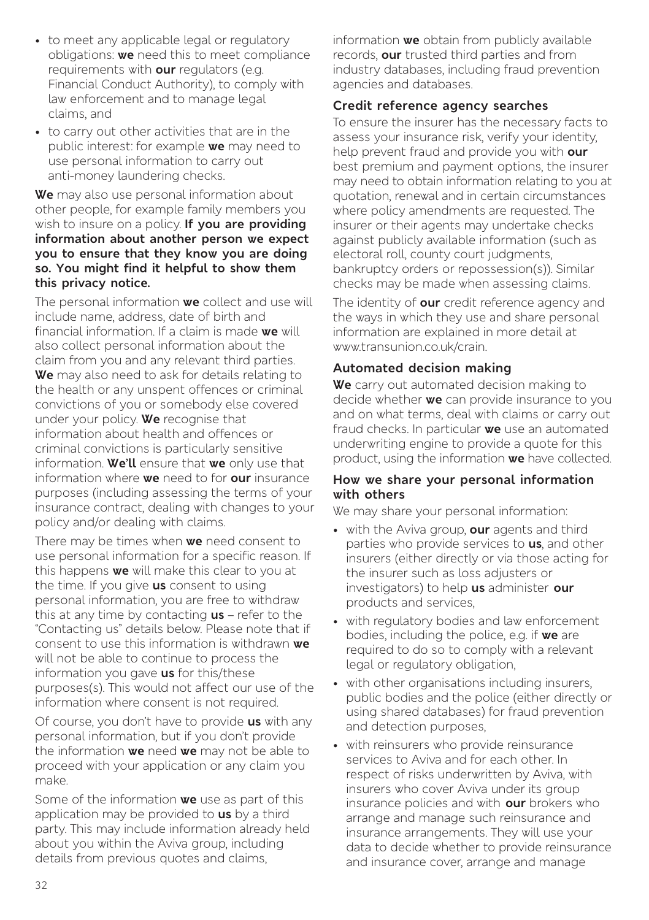- to meet any applicable legal or regulatory obligations: **we** need this to meet compliance requirements with **our** regulators (e.g. Financial Conduct Authority), to comply with law enforcement and to manage legal claims, and
- to carry out other activities that are in the public interest: for example **we** may need to use personal information to carry out anti-money laundering checks.

**We** may also use personal information about other people, for example family members you wish to insure on a policy. **If you are providing information about another person we expect you to ensure that they know you are doing so. You might find it helpful to show them this privacy notice.**

The personal information **we** collect and use will include name, address, date of birth and financial information. If a claim is made **we** will also collect personal information about the claim from you and any relevant third parties. **We** may also need to ask for details relating to the health or any unspent offences or criminal convictions of you or somebody else covered under your policy. **We** recognise that information about health and offences or criminal convictions is particularly sensitive information. **We'll** ensure that **we** only use that information where **we** need to for **our** insurance purposes (including assessing the terms of your insurance contract, dealing with changes to your policy and/or dealing with claims.

There may be times when **we** need consent to use personal information for a specific reason. If this happens **we** will make this clear to you at the time. If you give **us** consent to using personal information, you are free to withdraw this at any time by contacting **us** – refer to the "Contacting us" details below. Please note that if consent to use this information is withdrawn **we** will not be able to continue to process the information you gave **us** for this/these purposes(s). This would not affect our use of the information where consent is not required.

Of course, you don't have to provide **us** with any personal information, but if you don't provide the information **we** need **we** may not be able to proceed with your application or any claim you make.

Some of the information **we** use as part of this application may be provided to **us** by a third party. This may include information already held about you within the Aviva group, including details from previous quotes and claims, information **we** obtain from publicly available records, **our** trusted third parties and from industry databases, including fraud prevention agencies and databases.

### Credit reference agency searches

To ensure the insurer has the necessary facts to assess your insurance risk, verify your identity, help prevent fraud and provide you with **our** best premium and payment options, the insurer may need to obtain information relating to you at quotation, renewal and in certain circumstances where policy amendments are requested. The insurer or their agents may undertake checks against publicly available information (such as electoral roll, county court judgments, bankruptcy orders or repossession(s)). Similar checks may be made when assessing claims.

The identity of **our** credit reference agency and the ways in which they use and share personal information are explained in more detail at www.transunion.co.uk/crain.

### Automated decision making

**We** carry out automated decision making to decide whether **we** can provide insurance to you and on what terms, deal with claims or carry out fraud checks. In particular **we** use an automated underwriting engine to provide a quote for this product, using the information **we** have collected.

### How we share your personal information with others

We may share your personal information:

- with the Aviva group, **our** agents and third parties who provide services to **us**, and other insurers (either directly or via those acting for the insurer such as loss adjusters or investigators) to help **us** administer **our** products and services,
- with regulatory bodies and law enforcement bodies, including the police, e.g. if **we** are required to do so to comply with a relevant legal or regulatory obligation,
- with other organisations including insurers, public bodies and the police (either directly or using shared databases) for fraud prevention and detection purposes,
- with reinsurers who provide reinsurance services to Aviva and for each other. In respect of risks underwritten by Aviva, with insurers who cover Aviva under its group insurance policies and with **our** brokers who arrange and manage such reinsurance and insurance arrangements. They will use your data to decide whether to provide reinsurance and insurance cover, arrange and manage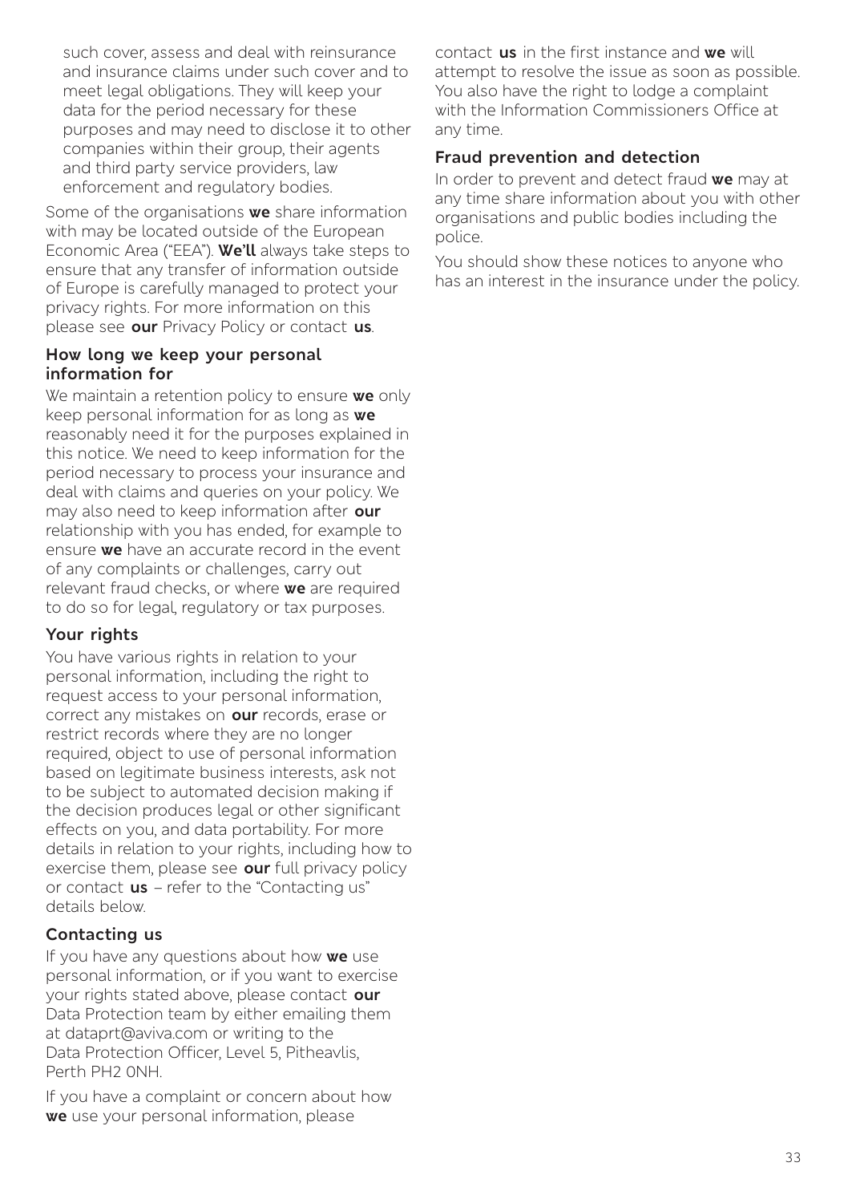such cover, assess and deal with reinsurance and insurance claims under such cover and to meet legal obligations. They will keep your data for the period necessary for these purposes and may need to disclose it to other companies within their group, their agents and third party service providers, law enforcement and regulatory bodies.

Some of the organisations **we** share information with may be located outside of the European Economic Area ("EEA"). **We'll** always take steps to ensure that any transfer of information outside of Europe is carefully managed to protect your privacy rights. For more information on this please see **our** Privacy Policy or contact **us**.

### How long we keep your personal information for

We maintain a retention policy to ensure **we** only keep personal information for as long as **we** reasonably need it for the purposes explained in this notice. We need to keep information for the period necessary to process your insurance and deal with claims and queries on your policy. We may also need to keep information after **our** relationship with you has ended, for example to ensure **we** have an accurate record in the event of any complaints or challenges, carry out relevant fraud checks, or where **we** are required to do so for legal, regulatory or tax purposes.

### Your rights

You have various rights in relation to your personal information, including the right to request access to your personal information, correct any mistakes on **our** records, erase or restrict records where they are no longer required, object to use of personal information based on legitimate business interests, ask not to be subject to automated decision making if the decision produces legal or other significant effects on you, and data portability. For more details in relation to your rights, including how to exercise them, please see **our** full privacy policy or contact **us** – refer to the "Contacting us" details below.

### Contacting us

If you have any questions about how **we** use personal information, or if you want to exercise your rights stated above, please contact **our** Data Protection team by either emailing them at dataprt@aviva.com or writing to the Data Protection Officer, Level 5, Pitheavlis, Perth PH2 0NH.

If you have a complaint or concern about how **we** use your personal information, please contact **us** in the first instance and **we** will attempt to resolve the issue as soon as possible. You also have the right to lodge a complaint with the Information Commissioners Office at any time.

### Fraud prevention and detection

In order to prevent and detect fraud **we** may at any time share information about you with other organisations and public bodies including the police.

You should show these notices to anyone who has an interest in the insurance under the policy.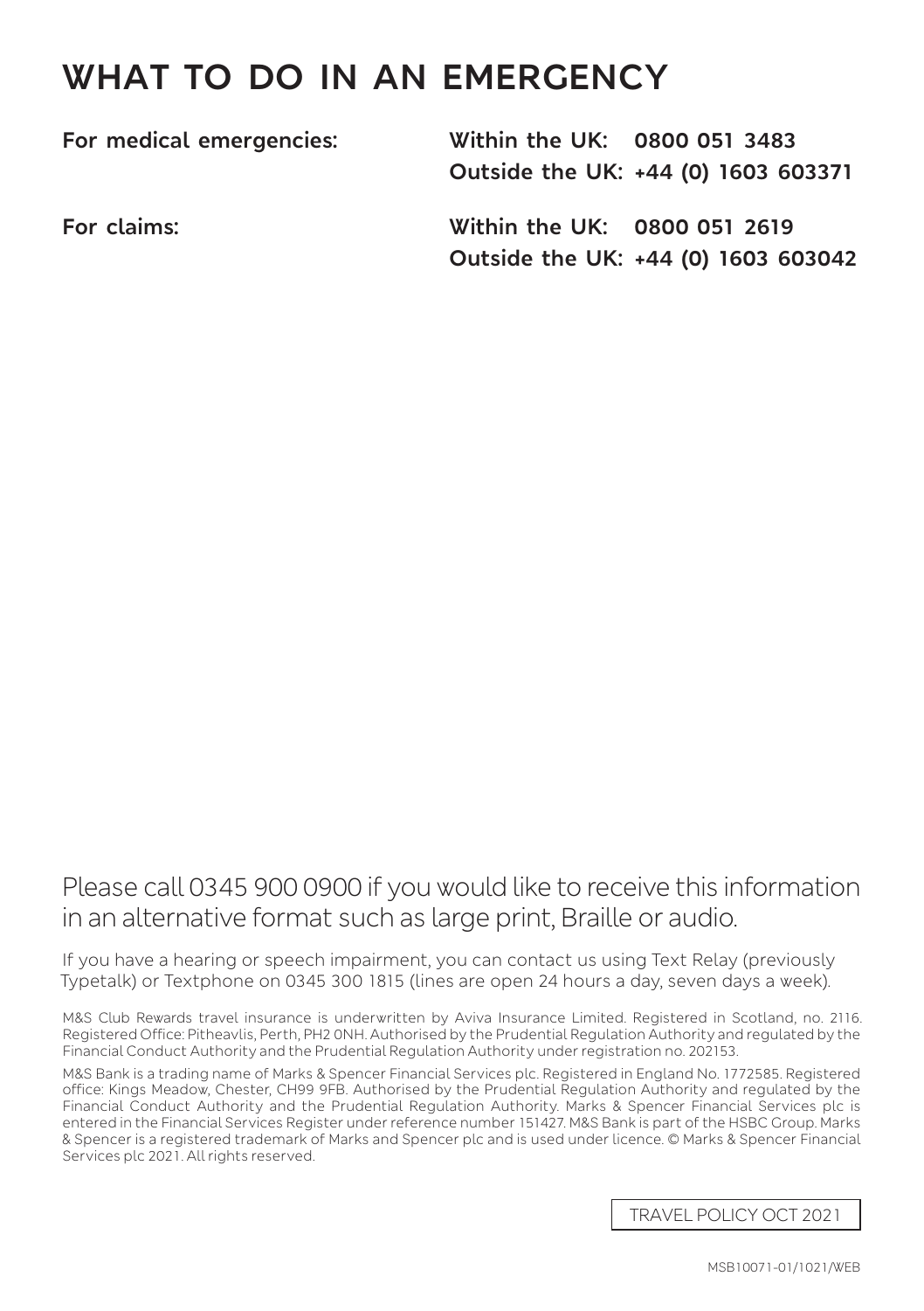# WHAT TO DO IN AN EMERGENCY

| | | |
|---|---|---|
| **For medical emergencies:** | **Within the UK:** | **0800 051 3483** |
| | **Outside the UK:** | **+44 (0) 1603 603371** |
| **For claims:** | **Within the UK:** | **0800 051 2619** |
| | **Outside the UK:** | **+44 (0) 1603 603042** |

Please call 0345 900 0900 if you would like to receive this information in an alternative format such as large print, Braille or audio.

If you have a hearing or speech impairment, you can contact us using Text Relay (previously Typetalk) or Textphone on 0345 300 1815 (lines are open 24 hours a day, seven days a week).

M&S Club Rewards travel insurance is underwritten by Aviva Insurance Limited. Registered in Scotland, no. 2116. Registered Office: Pitheavlis, Perth, PH2 0NH. Authorised by the Prudential Regulation Authority and regulated by the Financial Conduct Authority and the Prudential Regulation Authority under registration no. 202153.

M&S Bank is a trading name of Marks & Spencer Financial Services plc. Registered in England No. 1772585. Registered office: Kings Meadow, Chester, CH99 9FB. Authorised by the Prudential Regulation Authority and regulated by the Financial Conduct Authority and the Prudential Regulation Authority. Marks & Spencer Financial Services plc is entered in the Financial Services Register under reference number 151427. M&S Bank is part of the HSBC Group. Marks & Spencer is a registered trademark of Marks and Spencer plc and is used under licence. © Marks & Spencer Financial Services plc 2021. All rights reserved.

TRAVEL POLICY OCT 2021

MSB10071-01/1021/WEB